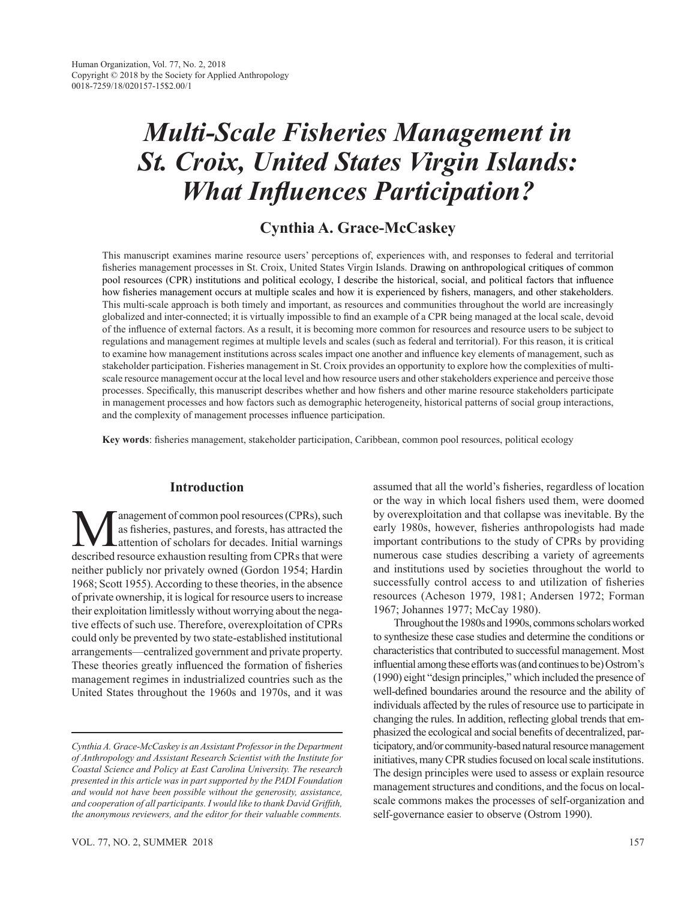# *Multi-Scale Fisheries Management in St. Croix, United States Virgin Islands: What Influences Participation?*

## Cynthia A. Grace-McCaskey

This manuscript examines marine resource users' perceptions of, experiences with, and responses to federal and territorial fisheries management processes in St. Croix, United States Virgin Islands. Drawing on anthropological critiques of common pool resources (CPR) institutions and political ecology, I describe the historical, social, and political factors that influence how fisheries management occurs at multiple scales and how it is experienced by fishers, managers, and other stakeholders. This multi-scale approach is both timely and important, as resources and communities throughout the world are increasingly globalized and inter-connected; it is virtually impossible to find an example of a CPR being managed at the local scale, devoid of the influence of external factors. As a result, it is becoming more common for resources and resource users to be subject to regulations and management regimes at multiple levels and scales (such as federal and territorial). For this reason, it is critical to examine how management institutions across scales impact one another and influence key elements of management, such as stakeholder participation. Fisheries management in St. Croix provides an opportunity to explore how the complexities of multi-scale resource management occur at the local level and how resource users and other stakeholders experience and perceive those processes. Specifically, this manuscript describes whether and how fishers and other marine resource stakeholders participate in management processes and how factors such as demographic heterogeneity, historical patterns of social group interactions, and the complexity of management processes influence participation.

**Key words**: fisheries management, stakeholder participation, Caribbean, common pool resources, political ecology

## Introduction

Management of common pool resources (CPRs), such as fisheries, pastures, and forests, has attracted the attention of scholars for decades. Initial warnings described resource exhaustion resulting from CPRs that were neither publicly nor privately owned (Gordon 1954; Hardin 1968; Scott 1955). According to these theories, in the absence of private ownership, it is logical for resource users to increase their exploitation limitlessly without worrying about the negative effects of such use. Therefore, overexploitation of CPRs could only be prevented by two state-established institutional arrangements—centralized government and private property. These theories greatly influenced the formation of fisheries management regimes in industrialized countries such as the United States throughout the 1960s and 1970s, and it was assumed that all the world's fisheries, regardless of location or the way in which local fishers used them, were doomed by overexploitation and that collapse was inevitable. By the early 1980s, however, fisheries anthropologists had made important contributions to the study of CPRs by providing numerous case studies describing a variety of agreements and institutions used by societies throughout the world to successfully control access to and utilization of fisheries resources (Acheson 1979, 1981; Andersen 1972; Forman 1967; Johannes 1977; McCay 1980).

Throughout the 1980s and 1990s, commons scholars worked to synthesize these case studies and determine the conditions or characteristics that contributed to successful management. Most influential among these efforts was (and continues to be) Ostrom's (1990) eight "design principles," which included the presence of well-defined boundaries around the resource and the ability of individuals affected by the rules of resource use to participate in changing the rules. In addition, reflecting global trends that emphasized the ecological and social benefits of decentralized, participatory, and/or community-based natural resource management initiatives, many CPR studies focused on local scale institutions. The design principles were used to assess or explain resource management structures and conditions, and the focus on local-scale commons makes the processes of self-organization and self-governance easier to observe (Ostrom 1990).

*Cynthia A. Grace-McCaskey is an Assistant Professor in the Department of Anthropology and Assistant Research Scientist with the Institute for Coastal Science and Policy at East Carolina University. The research presented in this article was in part supported by the PADI Foundation and would not have been possible without the generosity, assistance, and cooperation of all participants. I would like to thank David Griffith, the anonymous reviewers, and the editor for their valuable comments.*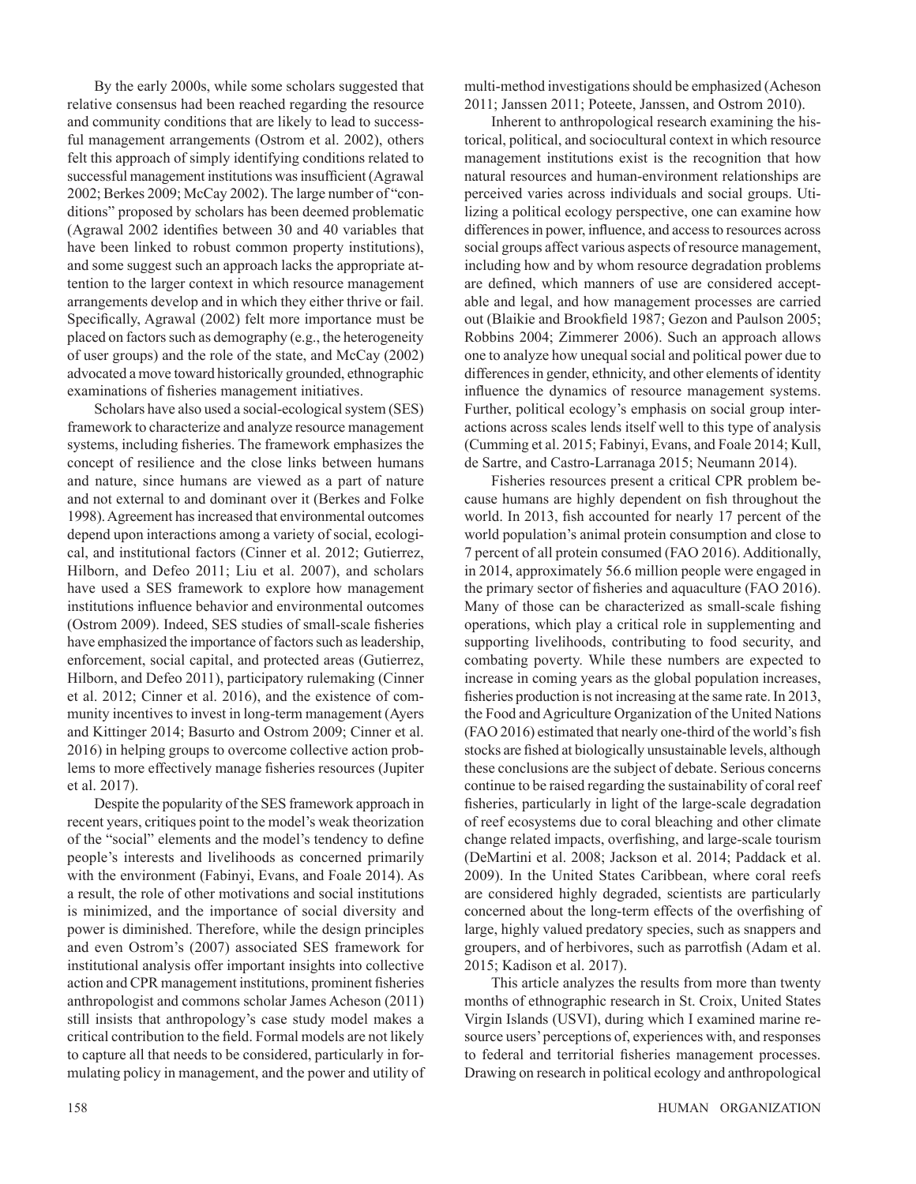By the early 2000s, while some scholars suggested that relative consensus had been reached regarding the resource and community conditions that are likely to lead to successful management arrangements (Ostrom et al. 2002), others felt this approach of simply identifying conditions related to successful management institutions was insufficient (Agrawal 2002; Berkes 2009; McCay 2002). The large number of "conditions" proposed by scholars has been deemed problematic (Agrawal 2002 identifies between 30 and 40 variables that have been linked to robust common property institutions), and some suggest such an approach lacks the appropriate attention to the larger context in which resource management arrangements develop and in which they either thrive or fail. Specifically, Agrawal (2002) felt more importance must be placed on factors such as demography (e.g., the heterogeneity of user groups) and the role of the state, and McCay (2002) advocated a move toward historically grounded, ethnographic examinations of fisheries management initiatives.

Scholars have also used a social-ecological system (SES) framework to characterize and analyze resource management systems, including fisheries. The framework emphasizes the concept of resilience and the close links between humans and nature, since humans are viewed as a part of nature and not external to and dominant over it (Berkes and Folke 1998). Agreement has increased that environmental outcomes depend upon interactions among a variety of social, ecological, and institutional factors (Cinner et al. 2012; Gutierrez, Hilborn, and Defeo 2011; Liu et al. 2007), and scholars have used a SES framework to explore how management institutions influence behavior and environmental outcomes (Ostrom 2009). Indeed, SES studies of small-scale fisheries have emphasized the importance of factors such as leadership, enforcement, social capital, and protected areas (Gutierrez, Hilborn, and Defeo 2011), participatory rulemaking (Cinner et al. 2012; Cinner et al. 2016), and the existence of community incentives to invest in long-term management (Ayers and Kittinger 2014; Basurto and Ostrom 2009; Cinner et al. 2016) in helping groups to overcome collective action problems to more effectively manage fisheries resources (Jupiter et al. 2017).

Despite the popularity of the SES framework approach in recent years, critiques point to the model's weak theorization of the "social" elements and the model's tendency to define people's interests and livelihoods as concerned primarily with the environment (Fabinyi, Evans, and Foale 2014). As a result, the role of other motivations and social institutions is minimized, and the importance of social diversity and power is diminished. Therefore, while the design principles and even Ostrom's (2007) associated SES framework for institutional analysis offer important insights into collective action and CPR management institutions, prominent fisheries anthropologist and commons scholar James Acheson (2011) still insists that anthropology's case study model makes a critical contribution to the field. Formal models are not likely to capture all that needs to be considered, particularly in formulating policy in management, and the power and utility of multi-method investigations should be emphasized (Acheson 2011; Janssen 2011; Poteete, Janssen, and Ostrom 2010).

Inherent to anthropological research examining the historical, political, and sociocultural context in which resource management institutions exist is the recognition that how natural resources and human-environment relationships are perceived varies across individuals and social groups. Utilizing a political ecology perspective, one can examine how differences in power, influence, and access to resources across social groups affect various aspects of resource management, including how and by whom resource degradation problems are defined, which manners of use are considered acceptable and legal, and how management processes are carried out (Blaikie and Brookfield 1987; Gezon and Paulson 2005; Robbins 2004; Zimmerer 2006). Such an approach allows one to analyze how unequal social and political power due to differences in gender, ethnicity, and other elements of identity influence the dynamics of resource management systems. Further, political ecology's emphasis on social group interactions across scales lends itself well to this type of analysis (Cumming et al. 2015; Fabinyi, Evans, and Foale 2014; Kull, de Sartre, and Castro-Larranaga 2015; Neumann 2014).

Fisheries resources present a critical CPR problem because humans are highly dependent on fish throughout the world. In 2013, fish accounted for nearly 17 percent of the world population's animal protein consumption and close to 7 percent of all protein consumed (FAO 2016). Additionally, in 2014, approximately 56.6 million people were engaged in the primary sector of fisheries and aquaculture (FAO 2016). Many of those can be characterized as small-scale fishing operations, which play a critical role in supplementing and supporting livelihoods, contributing to food security, and combating poverty. While these numbers are expected to increase in coming years as the global population increases, fisheries production is not increasing at the same rate. In 2013, the Food and Agriculture Organization of the United Nations (FAO 2016) estimated that nearly one-third of the world's fish stocks are fished at biologically unsustainable levels, although these conclusions are the subject of debate. Serious concerns continue to be raised regarding the sustainability of coral reef fisheries, particularly in light of the large-scale degradation of reef ecosystems due to coral bleaching and other climate change related impacts, overfishing, and large-scale tourism (DeMartini et al. 2008; Jackson et al. 2014; Paddack et al. 2009). In the United States Caribbean, where coral reefs are considered highly degraded, scientists are particularly concerned about the long-term effects of the overfishing of large, highly valued predatory species, such as snappers and groupers, and of herbivores, such as parrotfish (Adam et al. 2015; Kadison et al. 2017).

This article analyzes the results from more than twenty months of ethnographic research in St. Croix, United States Virgin Islands (USVI), during which I examined marine resource users' perceptions of, experiences with, and responses to federal and territorial fisheries management processes. Drawing on research in political ecology and anthropological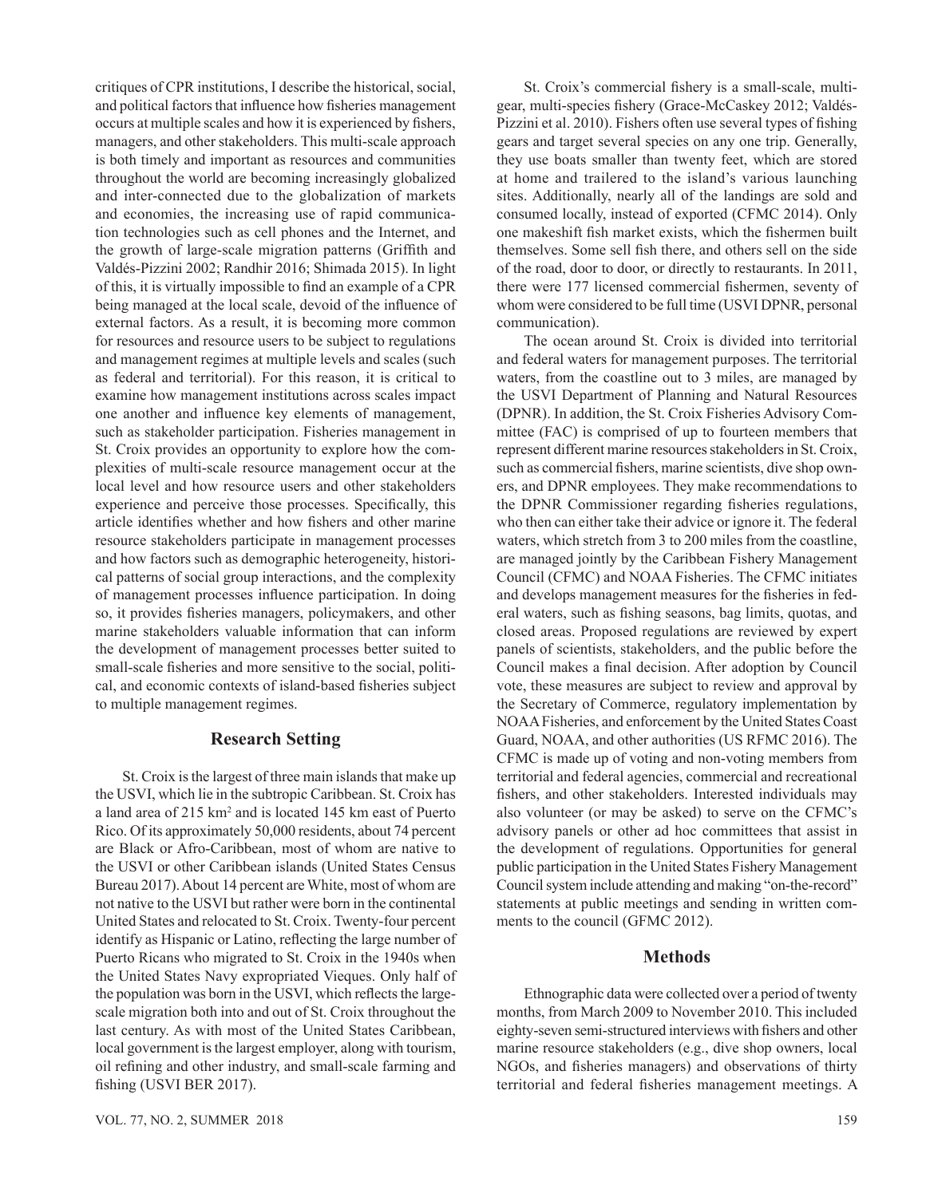critiques of CPR institutions, I describe the historical, social, and political factors that influence how fisheries management occurs at multiple scales and how it is experienced by fishers, managers, and other stakeholders. This multi-scale approach is both timely and important as resources and communities throughout the world are becoming increasingly globalized and inter-connected due to the globalization of markets and economies, the increasing use of rapid communication technologies such as cell phones and the Internet, and the growth of large-scale migration patterns (Griffith and Valdés-Pizzini 2002; Randhir 2016; Shimada 2015). In light of this, it is virtually impossible to find an example of a CPR being managed at the local scale, devoid of the influence of external factors. As a result, it is becoming more common for resources and resource users to be subject to regulations and management regimes at multiple levels and scales (such as federal and territorial). For this reason, it is critical to examine how management institutions across scales impact one another and influence key elements of management, such as stakeholder participation. Fisheries management in St. Croix provides an opportunity to explore how the complexities of multi-scale resource management occur at the local level and how resource users and other stakeholders experience and perceive those processes. Specifically, this article identifies whether and how fishers and other marine resource stakeholders participate in management processes and how factors such as demographic heterogeneity, historical patterns of social group interactions, and the complexity of management processes influence participation. In doing so, it provides fisheries managers, policymakers, and other marine stakeholders valuable information that can inform the development of management processes better suited to small-scale fisheries and more sensitive to the social, political, and economic contexts of island-based fisheries subject to multiple management regimes.

## Research Setting

St. Croix is the largest of three main islands that make up the USVI, which lie in the subtropic Caribbean. St. Croix has a land area of 215 km$^2$ and is located 145 km east of Puerto Rico. Of its approximately 50,000 residents, about 74 percent are Black or Afro-Caribbean, most of whom are native to the USVI or other Caribbean islands (United States Census Bureau 2017). About 14 percent are White, most of whom are not native to the USVI but rather were born in the continental United States and relocated to St. Croix. Twenty-four percent identify as Hispanic or Latino, reflecting the large number of Puerto Ricans who migrated to St. Croix in the 1940s when the United States Navy expropriated Vieques. Only half of the population was born in the USVI, which reflects the large-scale migration both into and out of St. Croix throughout the last century. As with most of the United States Caribbean, local government is the largest employer, along with tourism, oil refining and other industry, and small-scale farming and fishing (USVI BER 2017).

St. Croix's commercial fishery is a small-scale, multi-gear, multi-species fishery (Grace-McCaskey 2012; Valdés-Pizzini et al. 2010). Fishers often use several types of fishing gears and target several species on any one trip. Generally, they use boats smaller than twenty feet, which are stored at home and trailered to the island's various launching sites. Additionally, nearly all of the landings are sold and consumed locally, instead of exported (CFMC 2014). Only one makeshift fish market exists, which the fishermen built themselves. Some sell fish there, and others sell on the side of the road, door to door, or directly to restaurants. In 2011, there were 177 licensed commercial fishermen, seventy of whom were considered to be full time (USVI DPNR, personal communication).

The ocean around St. Croix is divided into territorial and federal waters for management purposes. The territorial waters, from the coastline out to 3 miles, are managed by the USVI Department of Planning and Natural Resources (DPNR). In addition, the St. Croix Fisheries Advisory Committee (FAC) is comprised of up to fourteen members that represent different marine resources stakeholders in St. Croix, such as commercial fishers, marine scientists, dive shop owners, and DPNR employees. They make recommendations to the DPNR Commissioner regarding fisheries regulations, who then can either take their advice or ignore it. The federal waters, which stretch from 3 to 200 miles from the coastline, are managed jointly by the Caribbean Fishery Management Council (CFMC) and NOAA Fisheries. The CFMC initiates and develops management measures for the fisheries in federal waters, such as fishing seasons, bag limits, quotas, and closed areas. Proposed regulations are reviewed by expert panels of scientists, stakeholders, and the public before the Council makes a final decision. After adoption by Council vote, these measures are subject to review and approval by the Secretary of Commerce, regulatory implementation by NOAA Fisheries, and enforcement by the United States Coast Guard, NOAA, and other authorities (US RFMC 2016). The CFMC is made up of voting and non-voting members from territorial and federal agencies, commercial and recreational fishers, and other stakeholders. Interested individuals may also volunteer (or may be asked) to serve on the CFMC's advisory panels or other ad hoc committees that assist in the development of regulations. Opportunities for general public participation in the United States Fishery Management Council system include attending and making "on-the-record" statements at public meetings and sending in written comments to the council (GFMC 2012).

## Methods

Ethnographic data were collected over a period of twenty months, from March 2009 to November 2010. This included eighty-seven semi-structured interviews with fishers and other marine resource stakeholders (e.g., dive shop owners, local NGOs, and fisheries managers) and observations of thirty territorial and federal fisheries management meetings. A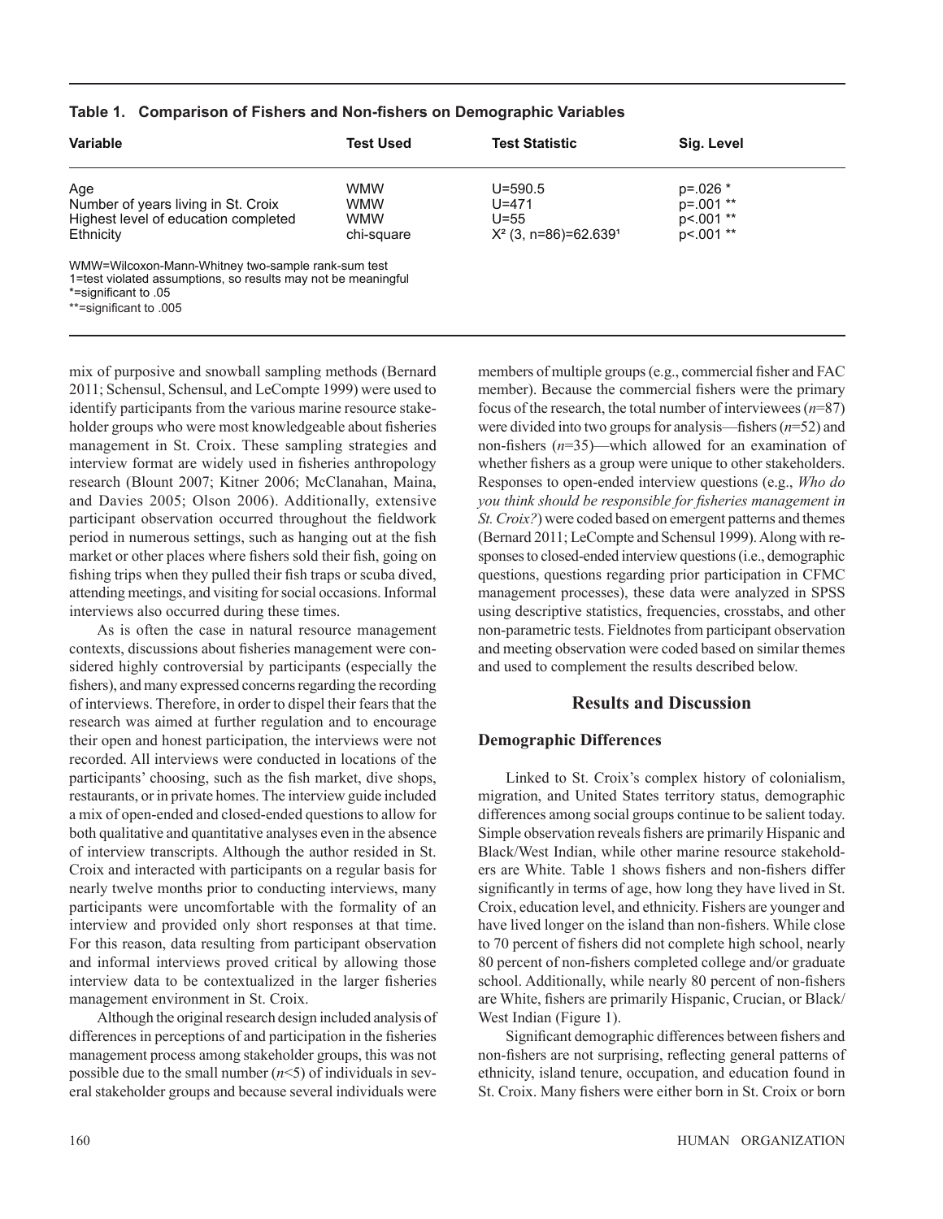**Table 1. Comparison of Fishers and Non-fishers on Demographic Variables**

| Variable | Test Used | Test Statistic | Sig. Level |
|---|---|---|---|
| Age | WMW | U=590.5 | p=.026 * |
| Number of years living in St. Croix | WMW | U=471 | p=.001 ** |
| Highest level of education completed | WMW | U=55 | p<.001 ** |
| Ethnicity | chi-square | $X^2$ (3, n=86)=62.639[1] | p<.001 ** |

WMW=Wilcoxon-Mann-Whitney two-sample rank-sum test
1=test violated assumptions, so results may not be meaningful
*=significant to .05
**=significant to .005

mix of purposive and snowball sampling methods (Bernard 2011; Schensul, Schensul, and LeCompte 1999) were used to identify participants from the various marine resource stakeholder groups who were most knowledgeable about fisheries management in St. Croix. These sampling strategies and interview format are widely used in fisheries anthropology research (Blount 2007; Kitner 2006; McClanahan, Maina, and Davies 2005; Olson 2006). Additionally, extensive participant observation occurred throughout the fieldwork period in numerous settings, such as hanging out at the fish market or other places where fishers sold their fish, going on fishing trips when they pulled their fish traps or scuba dived, attending meetings, and visiting for social occasions. Informal interviews also occurred during these times.

As is often the case in natural resource management contexts, discussions about fisheries management were considered highly controversial by participants (especially the fishers), and many expressed concerns regarding the recording of interviews. Therefore, in order to dispel their fears that the research was aimed at further regulation and to encourage their open and honest participation, the interviews were not recorded. All interviews were conducted in locations of the participants' choosing, such as the fish market, dive shops, restaurants, or in private homes. The interview guide included a mix of open-ended and closed-ended questions to allow for both qualitative and quantitative analyses even in the absence of interview transcripts. Although the author resided in St. Croix and interacted with participants on a regular basis for nearly twelve months prior to conducting interviews, many participants were uncomfortable with the formality of an interview and provided only short responses at that time. For this reason, data resulting from participant observation and informal interviews proved critical by allowing those interview data to be contextualized in the larger fisheries management environment in St. Croix.

Although the original research design included analysis of differences in perceptions of and participation in the fisheries management process among stakeholder groups, this was not possible due to the small number (*n*<5) of individuals in several stakeholder groups and because several individuals were members of multiple groups (e.g., commercial fisher and FAC member). Because the commercial fishers were the primary focus of the research, the total number of interviewees (*n*=87) were divided into two groups for analysis—fishers (*n*=52) and non-fishers (*n*=35)—which allowed for an examination of whether fishers as a group were unique to other stakeholders. Responses to open-ended interview questions (e.g., *Who do you think should be responsible for fisheries management in St. Croix?*) were coded based on emergent patterns and themes (Bernard 2011; LeCompte and Schensul 1999). Along with responses to closed-ended interview questions (i.e., demographic questions, questions regarding prior participation in CFMC management processes), these data were analyzed in SPSS using descriptive statistics, frequencies, crosstabs, and other non-parametric tests. Fieldnotes from participant observation and meeting observation were coded based on similar themes and used to complement the results described below.

## Results and Discussion

### Demographic Differences

Linked to St. Croix's complex history of colonialism, migration, and United States territory status, demographic differences among social groups continue to be salient today. Simple observation reveals fishers are primarily Hispanic and Black/West Indian, while other marine resource stakeholders are White. Table 1 shows fishers and non-fishers differ significantly in terms of age, how long they have lived in St. Croix, education level, and ethnicity. Fishers are younger and have lived longer on the island than non-fishers. While close to 70 percent of fishers did not complete high school, nearly 80 percent of non-fishers completed college and/or graduate school. Additionally, while nearly 80 percent of non-fishers are White, fishers are primarily Hispanic, Crucian, or Black/West Indian (Figure 1).

Significant demographic differences between fishers and non-fishers are not surprising, reflecting general patterns of ethnicity, island tenure, occupation, and education found in St. Croix. Many fishers were either born in St. Croix or born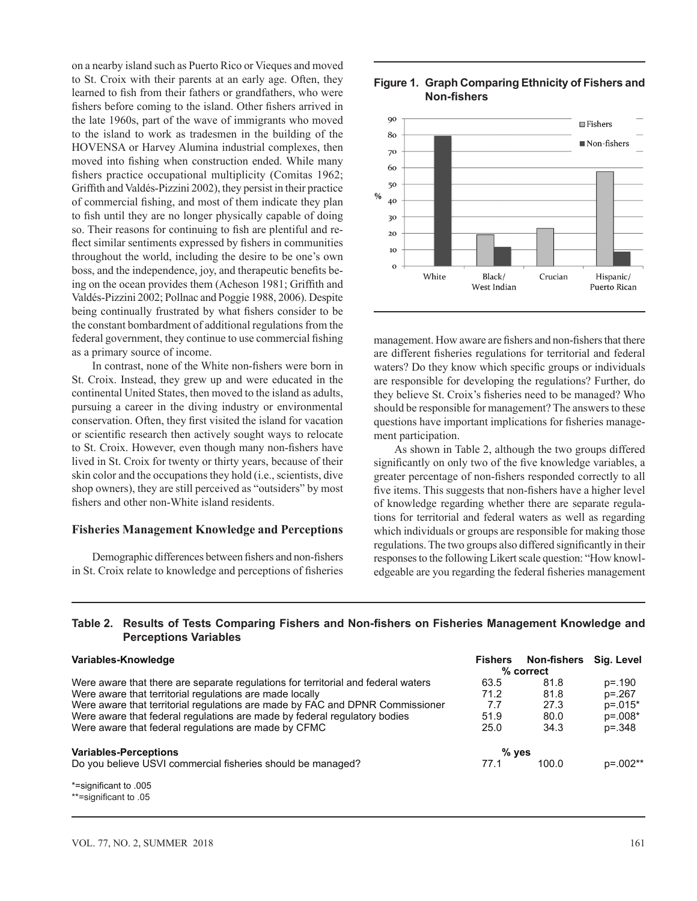on a nearby island such as Puerto Rico or Vieques and moved to St. Croix with their parents at an early age. Often, they learned to fish from their fathers or grandfathers, who were fishers before coming to the island. Other fishers arrived in the late 1960s, part of the wave of immigrants who moved to the island to work as tradesmen in the building of the HOVENSA or Harvey Alumina industrial complexes, then moved into fishing when construction ended. While many fishers practice occupational multiplicity (Comitas 1962; Griffith and Valdés-Pizzini 2002), they persist in their practice of commercial fishing, and most of them indicate they plan to fish until they are no longer physically capable of doing so. Their reasons for continuing to fish are plentiful and reflect similar sentiments expressed by fishers in communities throughout the world, including the desire to be one's own boss, and the independence, joy, and therapeutic benefits being on the ocean provides them (Acheson 1981; Griffith and Valdés-Pizzini 2002; Pollnac and Poggie 1988, 2006). Despite being continually frustrated by what fishers consider to be the constant bombardment of additional regulations from the federal government, they continue to use commercial fishing as a primary source of income.

In contrast, none of the White non-fishers were born in St. Croix. Instead, they grew up and were educated in the continental United States, then moved to the island as adults, pursuing a career in the diving industry or environmental conservation. Often, they first visited the island for vacation or scientific research then actively sought ways to relocate to St. Croix. However, even though many non-fishers have lived in St. Croix for twenty or thirty years, because of their skin color and the occupations they hold (i.e., scientists, dive shop owners), they are still perceived as "outsiders" by most fishers and other non-White island residents.

## Fisheries Management Knowledge and Perceptions

Demographic differences between fishers and non-fishers in St. Croix relate to knowledge and perceptions of fisheries management. How aware are fishers and non-fishers that there are different fisheries regulations for territorial and federal waters? Do they know which specific groups or individuals are responsible for developing the regulations? Further, do they believe St. Croix's fisheries need to be managed? Who should be responsible for management? The answers to these questions have important implications for fisheries management participation.

**Figure 1. Graph Comparing Ethnicity of Fishers and Non-fishers**

As shown in Table 2, although the two groups differed significantly on only two of the five knowledge variables, a greater percentage of non-fishers responded correctly to all five items. This suggests that non-fishers have a higher level of knowledge regarding whether there are separate regulations for territorial and federal waters as well as regarding which individuals or groups are responsible for making those regulations. The two groups also differed significantly in their responses to the following Likert scale question: "How knowledgeable are you regarding the federal fisheries management

**Table 2. Results of Tests Comparing Fishers and Non-fishers on Fisheries Management Knowledge and Perceptions Variables**

| Variables-Knowledge | Fishers | Non-fishers | Sig. Level |
|---|---|---|---|
| | % correct | | |
| Were aware that there are separate regulations for territorial and federal waters | 63.5 | 81.8 | p=.190 |
| Were aware that territorial regulations are made locally | 71.2 | 81.8 | p=.267 |
| Were aware that territorial regulations are made by FAC and DPNR Commissioner | 7.7 | 27.3 | p=.015* |
| Were aware that federal regulations are made by federal regulatory bodies | 51.9 | 80.0 | p=.008* |
| Were aware that federal regulations are made by CFMC | 25.0 | 34.3 | p=.348 |
| **Variables-Perceptions** | % yes | | |
| Do you believe USVI commercial fisheries should be managed? | 77.1 | 100.0 | p=.002** |

*=significant to .005
**=significant to .05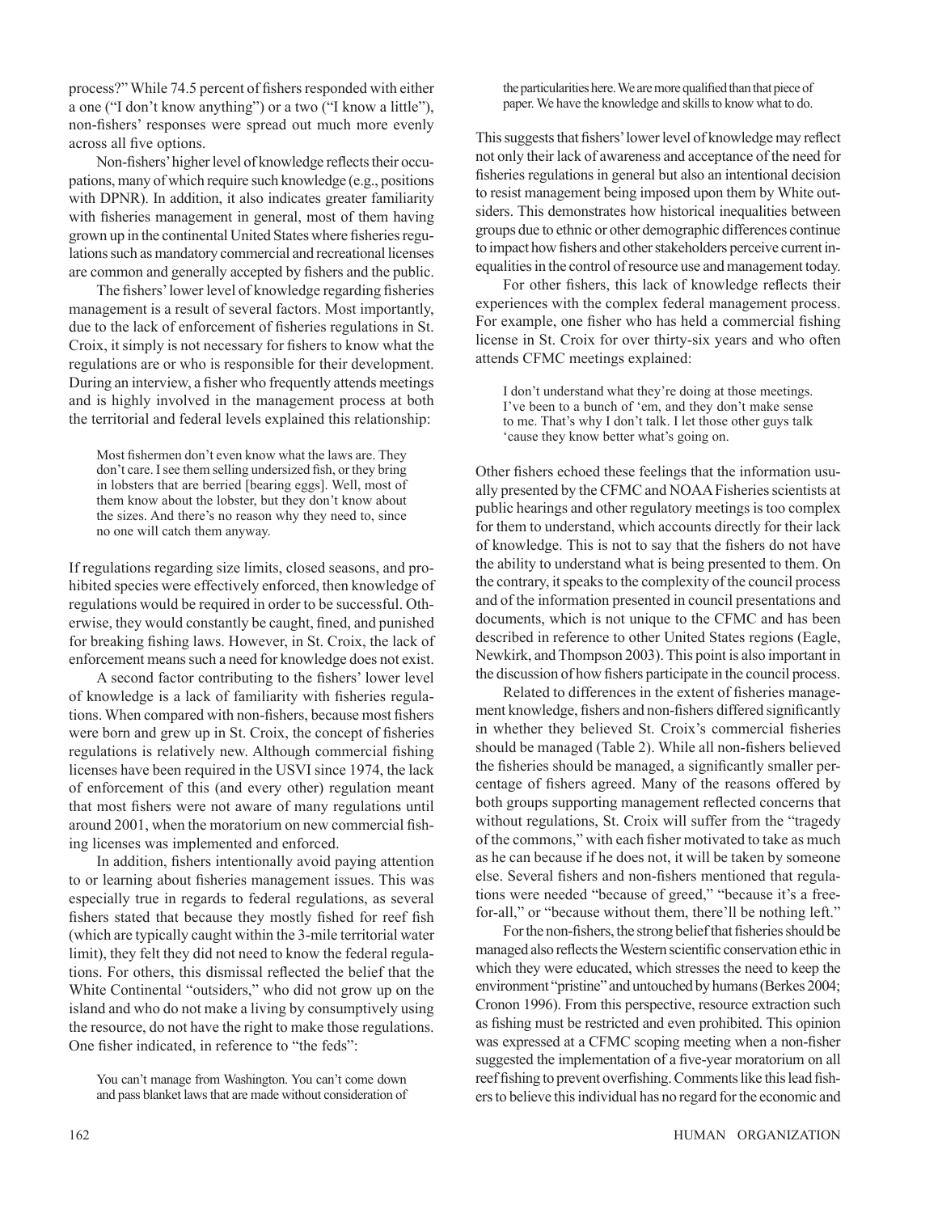process?" While 74.5 percent of fishers responded with either a one ("I don't know anything") or a two ("I know a little"), non-fishers' responses were spread out much more evenly across all five options.

Non-fishers' higher level of knowledge reflects their occupations, many of which require such knowledge (e.g., positions with DPNR). In addition, it also indicates greater familiarity with fisheries management in general, most of them having grown up in the continental United States where fisheries regulations such as mandatory commercial and recreational licenses are common and generally accepted by fishers and the public.

The fishers' lower level of knowledge regarding fisheries management is a result of several factors. Most importantly, due to the lack of enforcement of fisheries regulations in St. Croix, it simply is not necessary for fishers to know what the regulations are or who is responsible for their development. During an interview, a fisher who frequently attends meetings and is highly involved in the management process at both the territorial and federal levels explained this relationship:

> Most fishermen don't even know what the laws are. They don't care. I see them selling undersized fish, or they bring in lobsters that are berried [bearing eggs]. Well, most of them know about the lobster, but they don't know about the sizes. And there's no reason why they need to, since no one will catch them anyway.

If regulations regarding size limits, closed seasons, and prohibited species were effectively enforced, then knowledge of regulations would be required in order to be successful. Otherwise, they would constantly be caught, fined, and punished for breaking fishing laws. However, in St. Croix, the lack of enforcement means such a need for knowledge does not exist.

A second factor contributing to the fishers' lower level of knowledge is a lack of familiarity with fisheries regulations. When compared with non-fishers, because most fishers were born and grew up in St. Croix, the concept of fisheries regulations is relatively new. Although commercial fishing licenses have been required in the USVI since 1974, the lack of enforcement of this (and every other) regulation meant that most fishers were not aware of many regulations until around 2001, when the moratorium on new commercial fishing licenses was implemented and enforced.

In addition, fishers intentionally avoid paying attention to or learning about fisheries management issues. This was especially true in regards to federal regulations, as several fishers stated that because they mostly fished for reef fish (which are typically caught within the 3-mile territorial water limit), they felt they did not need to know the federal regulations. For others, this dismissal reflected the belief that the White Continental "outsiders," who did not grow up on the island and who do not make a living by consumptively using the resource, do not have the right to make those regulations. One fisher indicated, in reference to "the feds":

> You can't manage from Washington. You can't come down and pass blanket laws that are made without consideration of the particularities here. We are more qualified than that piece of paper. We have the knowledge and skills to know what to do.

This suggests that fishers' lower level of knowledge may reflect not only their lack of awareness and acceptance of the need for fisheries regulations in general but also an intentional decision to resist management being imposed upon them by White outsiders. This demonstrates how historical inequalities between groups due to ethnic or other demographic differences continue to impact how fishers and other stakeholders perceive current inequalities in the control of resource use and management today.

For other fishers, this lack of knowledge reflects their experiences with the complex federal management process. For example, one fisher who has held a commercial fishing license in St. Croix for over thirty-six years and who often attends CFMC meetings explained:

> I don't understand what they're doing at those meetings. I've been to a bunch of 'em, and they don't make sense to me. That's why I don't talk. I let those other guys talk 'cause they know better what's going on.

Other fishers echoed these feelings that the information usually presented by the CFMC and NOAA Fisheries scientists at public hearings and other regulatory meetings is too complex for them to understand, which accounts directly for their lack of knowledge. This is not to say that the fishers do not have the ability to understand what is being presented to them. On the contrary, it speaks to the complexity of the council process and of the information presented in council presentations and documents, which is not unique to the CFMC and has been described in reference to other United States regions (Eagle, Newkirk, and Thompson 2003). This point is also important in the discussion of how fishers participate in the council process.

Related to differences in the extent of fisheries management knowledge, fishers and non-fishers differed significantly in whether they believed St. Croix's commercial fisheries should be managed (Table 2). While all non-fishers believed the fisheries should be managed, a significantly smaller percentage of fishers agreed. Many of the reasons offered by both groups supporting management reflected concerns that without regulations, St. Croix will suffer from the "tragedy of the commons," with each fisher motivated to take as much as he can because if he does not, it will be taken by someone else. Several fishers and non-fishers mentioned that regulations were needed "because of greed," "because it's a free-for-all," or "because without them, there'll be nothing left."

For the non-fishers, the strong belief that fisheries should be managed also reflects the Western scientific conservation ethic in which they were educated, which stresses the need to keep the environment "pristine" and untouched by humans (Berkes 2004; Cronon 1996). From this perspective, resource extraction such as fishing must be restricted and even prohibited. This opinion was expressed at a CFMC scoping meeting when a non-fisher suggested the implementation of a five-year moratorium on all reef fishing to prevent overfishing. Comments like this lead fishers to believe this individual has no regard for the economic and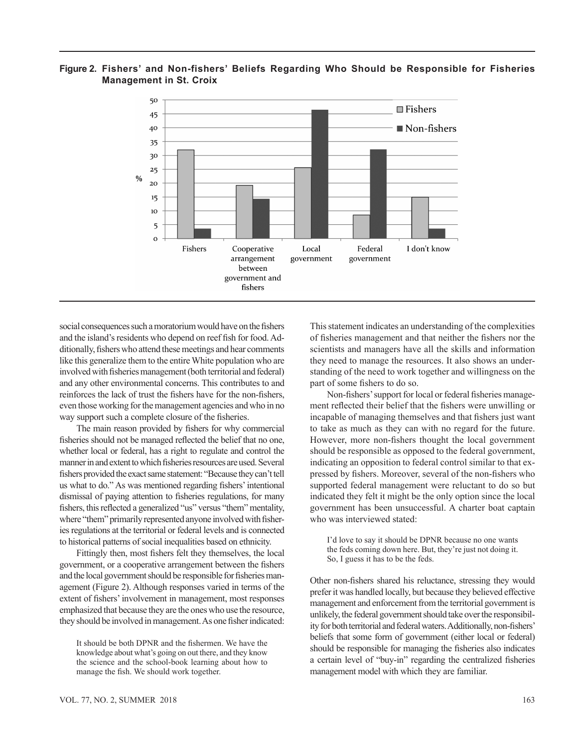**Figure 2. Fishers' and Non-fishers' Beliefs Regarding Who Should be Responsible for Fisheries Management in St. Croix**

social consequences such a moratorium would have on the fishers and the island's residents who depend on reef fish for food. Additionally, fishers who attend these meetings and hear comments like this generalize them to the entire White population who are involved with fisheries management (both territorial and federal) and any other environmental concerns. This contributes to and reinforces the lack of trust the fishers have for the non-fishers, even those working for the management agencies and who in no way support such a complete closure of the fisheries.

The main reason provided by fishers for why commercial fisheries should not be managed reflected the belief that no one, whether local or federal, has a right to regulate and control the manner in and extent to which fisheries resources are used. Several fishers provided the exact same statement: "Because they can't tell us what to do." As was mentioned regarding fishers' intentional dismissal of paying attention to fisheries regulations, for many fishers, this reflected a generalized "us" versus "them" mentality, where "them" primarily represented anyone involved with fisheries regulations at the territorial or federal levels and is connected to historical patterns of social inequalities based on ethnicity.

Fittingly then, most fishers felt they themselves, the local government, or a cooperative arrangement between the fishers and the local government should be responsible for fisheries management (Figure 2). Although responses varied in terms of the extent of fishers' involvement in management, most responses emphasized that because they are the ones who use the resource, they should be involved in management. As one fisher indicated:

> It should be both DPNR and the fishermen. We have the knowledge about what's going on out there, and they know the science and the school-book learning about how to manage the fish. We should work together.

This statement indicates an understanding of the complexities of fisheries management and that neither the fishers nor the scientists and managers have all the skills and information they need to manage the resources. It also shows an understanding of the need to work together and willingness on the part of some fishers to do so.

Non-fishers' support for local or federal fisheries management reflected their belief that the fishers were unwilling or incapable of managing themselves and that fishers just want to take as much as they can with no regard for the future. However, more non-fishers thought the local government should be responsible as opposed to the federal government, indicating an opposition to federal control similar to that expressed by fishers. Moreover, several of the non-fishers who supported federal management were reluctant to do so but indicated they felt it might be the only option since the local government has been unsuccessful. A charter boat captain who was interviewed stated:

> I'd love to say it should be DPNR because no one wants the feds coming down here. But, they're just not doing it. So, I guess it has to be the feds.

Other non-fishers shared his reluctance, stressing they would prefer it was handled locally, but because they believed effective management and enforcement from the territorial government is unlikely, the federal government should take over the responsibility for both territorial and federal waters. Additionally, non-fishers' beliefs that some form of government (either local or federal) should be responsible for managing the fisheries also indicates a certain level of "buy-in" regarding the centralized fisheries management model with which they are familiar.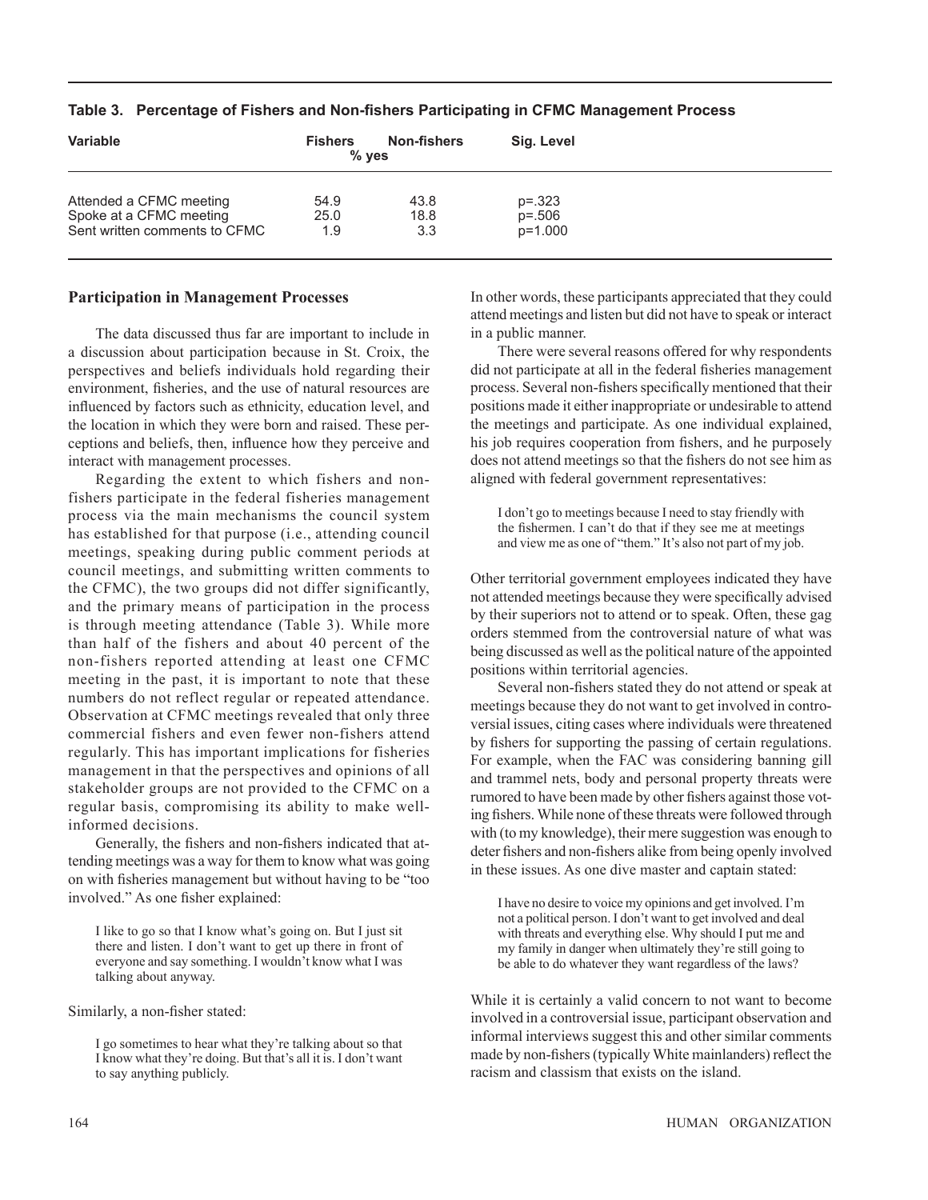**Table 3. Percentage of Fishers and Non-fishers Participating in CFMC Management Process**

| Variable | Fishers | Non-fishers | Sig. Level |
|---|---|---|---|
| | % yes | | |
| Attended a CFMC meeting | 54.9 | 43.8 | p=.323 |
| Spoke at a CFMC meeting | 25.0 | 18.8 | p=.506 |
| Sent written comments to CFMC | 1.9 | 3.3 | p=1.000 |

## Participation in Management Processes

The data discussed thus far are important to include in a discussion about participation because in St. Croix, the perspectives and beliefs individuals hold regarding their environment, fisheries, and the use of natural resources are influenced by factors such as ethnicity, education level, and the location in which they were born and raised. These perceptions and beliefs, then, influence how they perceive and interact with management processes.

Regarding the extent to which fishers and non-fishers participate in the federal fisheries management process via the main mechanisms the council system has established for that purpose (i.e., attending council meetings, speaking during public comment periods at council meetings, and submitting written comments to the CFMC), the two groups did not differ significantly, and the primary means of participation in the process is through meeting attendance (Table 3). While more than half of the fishers and about 40 percent of the non-fishers reported attending at least one CFMC meeting in the past, it is important to note that these numbers do not reflect regular or repeated attendance. Observation at CFMC meetings revealed that only three commercial fishers and even fewer non-fishers attend regularly. This has important implications for fisheries management in that the perspectives and opinions of all stakeholder groups are not provided to the CFMC on a regular basis, compromising its ability to make well-informed decisions.

Generally, the fishers and non-fishers indicated that attending meetings was a way for them to know what was going on with fisheries management but without having to be "too involved." As one fisher explained:

> I like to go so that I know what's going on. But I just sit there and listen. I don't want to get up there in front of everyone and say something. I wouldn't know what I was talking about anyway.

Similarly, a non-fisher stated:

> I go sometimes to hear what they're talking about so that I know what they're doing. But that's all it is. I don't want to say anything publicly.

In other words, these participants appreciated that they could attend meetings and listen but did not have to speak or interact in a public manner.

There were several reasons offered for why respondents did not participate at all in the federal fisheries management process. Several non-fishers specifically mentioned that their positions made it either inappropriate or undesirable to attend the meetings and participate. As one individual explained, his job requires cooperation from fishers, and he purposely does not attend meetings so that the fishers do not see him as aligned with federal government representatives:

> I don't go to meetings because I need to stay friendly with the fishermen. I can't do that if they see me at meetings and view me as one of "them." It's also not part of my job.

Other territorial government employees indicated they have not attended meetings because they were specifically advised by their superiors not to attend or to speak. Often, these gag orders stemmed from the controversial nature of what was being discussed as well as the political nature of the appointed positions within territorial agencies.

Several non-fishers stated they do not attend or speak at meetings because they do not want to get involved in controversial issues, citing cases where individuals were threatened by fishers for supporting the passing of certain regulations. For example, when the FAC was considering banning gill and trammel nets, body and personal property threats were rumored to have been made by other fishers against those voting fishers. While none of these threats were followed through with (to my knowledge), their mere suggestion was enough to deter fishers and non-fishers alike from being openly involved in these issues. As one dive master and captain stated:

> I have no desire to voice my opinions and get involved. I'm not a political person. I don't want to get involved and deal with threats and everything else. Why should I put me and my family in danger when ultimately they're still going to be able to do whatever they want regardless of the laws?

While it is certainly a valid concern to not want to become involved in a controversial issue, participant observation and informal interviews suggest this and other similar comments made by non-fishers (typically White mainlanders) reflect the racism and classism that exists on the island.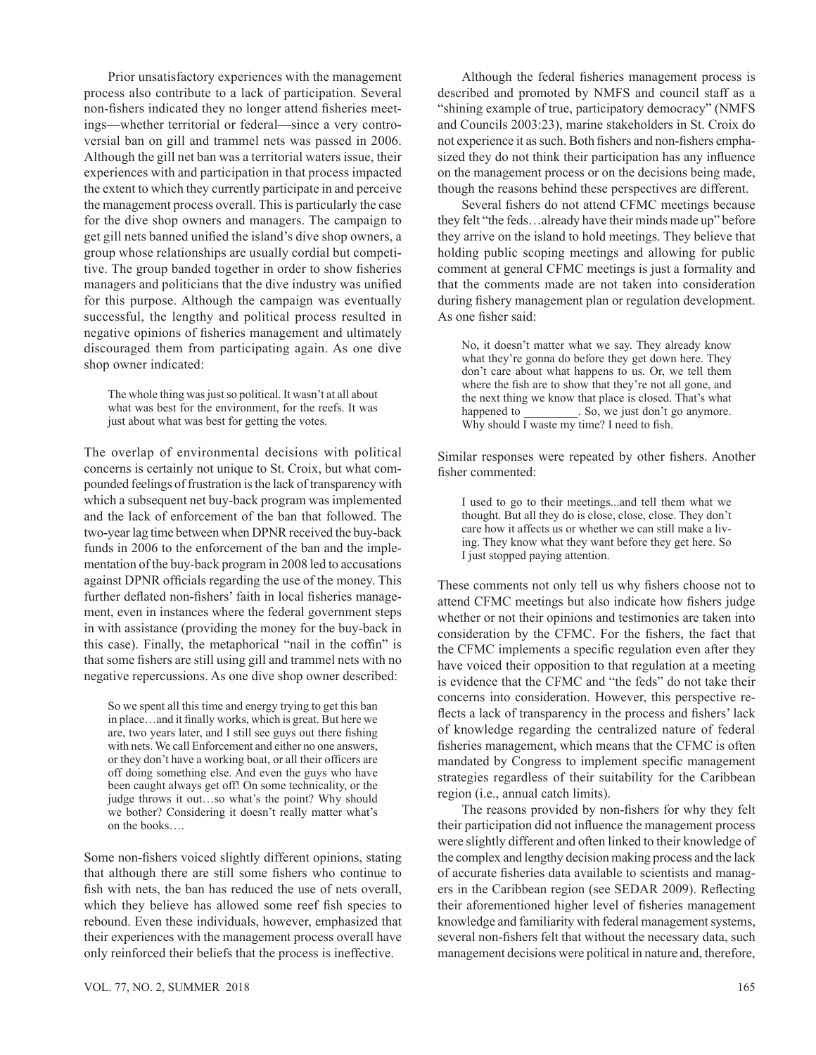Prior unsatisfactory experiences with the management process also contribute to a lack of participation. Several non-fishers indicated they no longer attend fisheries meetings—whether territorial or federal—since a very controversial ban on gill and trammel nets was passed in 2006. Although the gill net ban was a territorial waters issue, their experiences with and participation in that process impacted the extent to which they currently participate in and perceive the management process overall. This is particularly the case for the dive shop owners and managers. The campaign to get gill nets banned unified the island's dive shop owners, a group whose relationships are usually cordial but competitive. The group banded together in order to show fisheries managers and politicians that the dive industry was unified for this purpose. Although the campaign was eventually successful, the lengthy and political process resulted in negative opinions of fisheries management and ultimately discouraged them from participating again. As one dive shop owner indicated:

> The whole thing was just so political. It wasn't at all about what was best for the environment, for the reefs. It was just about what was best for getting the votes.

The overlap of environmental decisions with political concerns is certainly not unique to St. Croix, but what compounded feelings of frustration is the lack of transparency with which a subsequent net buy-back program was implemented and the lack of enforcement of the ban that followed. The two-year lag time between when DPNR received the buy-back funds in 2006 to the enforcement of the ban and the implementation of the buy-back program in 2008 led to accusations against DPNR officials regarding the use of the money. This further deflated non-fishers' faith in local fisheries management, even in instances where the federal government steps in with assistance (providing the money for the buy-back in this case). Finally, the metaphorical "nail in the coffin" is that some fishers are still using gill and trammel nets with no negative repercussions. As one dive shop owner described:

> So we spent all this time and energy trying to get this ban in place…and it finally works, which is great. But here we are, two years later, and I still see guys out there fishing with nets. We call Enforcement and either no one answers, or they don't have a working boat, or all their officers are off doing something else. And even the guys who have been caught always get off! On some technicality, or the judge throws it out…so what's the point? Why should we bother? Considering it doesn't really matter what's on the books….

Some non-fishers voiced slightly different opinions, stating that although there are still some fishers who continue to fish with nets, the ban has reduced the use of nets overall, which they believe has allowed some reef fish species to rebound. Even these individuals, however, emphasized that their experiences with the management process overall have only reinforced their beliefs that the process is ineffective.

Although the federal fisheries management process is described and promoted by NMFS and council staff as a "shining example of true, participatory democracy" (NMFS and Councils 2003:23), marine stakeholders in St. Croix do not experience it as such. Both fishers and non-fishers emphasized they do not think their participation has any influence on the management process or on the decisions being made, though the reasons behind these perspectives are different.

Several fishers do not attend CFMC meetings because they felt "the feds…already have their minds made up" before they arrive on the island to hold meetings. They believe that holding public scoping meetings and allowing for public comment at general CFMC meetings is just a formality and that the comments made are not taken into consideration during fishery management plan or regulation development. As one fisher said:

> No, it doesn't matter what we say. They already know what they're gonna do before they get down here. They don't care about what happens to us. Or, we tell them where the fish are to show that they're not all gone, and the next thing we know that place is closed. That's what happened to _________. So, we just don't go anymore. Why should I waste my time? I need to fish.

Similar responses were repeated by other fishers. Another fisher commented:

> I used to go to their meetings...and tell them what we thought. But all they do is close, close, close. They don't care how it affects us or whether we can still make a living. They know what they want before they get here. So I just stopped paying attention.

These comments not only tell us why fishers choose not to attend CFMC meetings but also indicate how fishers judge whether or not their opinions and testimonies are taken into consideration by the CFMC. For the fishers, the fact that the CFMC implements a specific regulation even after they have voiced their opposition to that regulation at a meeting is evidence that the CFMC and "the feds" do not take their concerns into consideration. However, this perspective reflects a lack of transparency in the process and fishers' lack of knowledge regarding the centralized nature of federal fisheries management, which means that the CFMC is often mandated by Congress to implement specific management strategies regardless of their suitability for the Caribbean region (i.e., annual catch limits).

The reasons provided by non-fishers for why they felt their participation did not influence the management process were slightly different and often linked to their knowledge of the complex and lengthy decision making process and the lack of accurate fisheries data available to scientists and managers in the Caribbean region (see SEDAR 2009). Reflecting their aforementioned higher level of fisheries management knowledge and familiarity with federal management systems, several non-fishers felt that without the necessary data, such management decisions were political in nature and, therefore,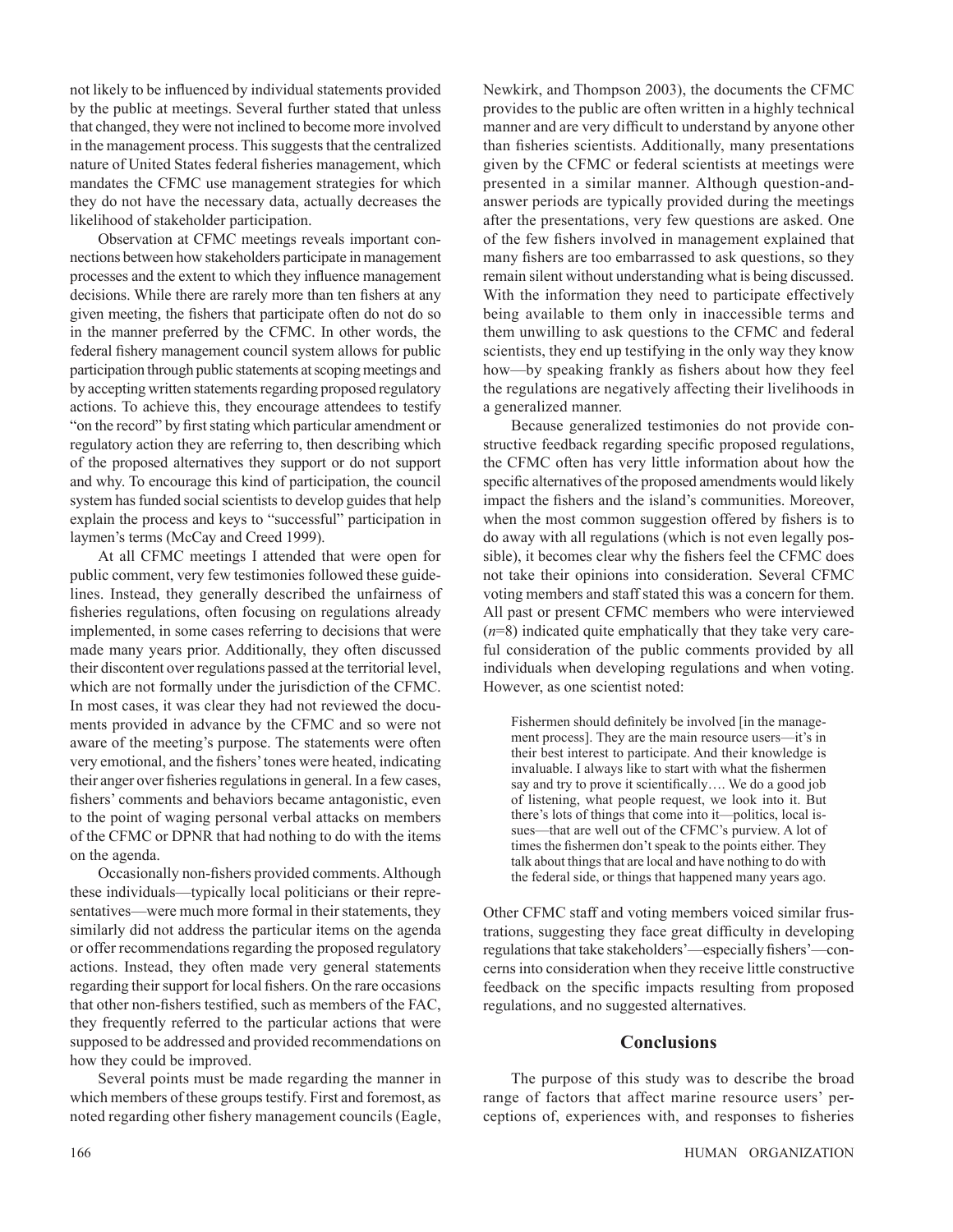not likely to be influenced by individual statements provided by the public at meetings. Several further stated that unless that changed, they were not inclined to become more involved in the management process. This suggests that the centralized nature of United States federal fisheries management, which mandates the CFMC use management strategies for which they do not have the necessary data, actually decreases the likelihood of stakeholder participation.

Observation at CFMC meetings reveals important connections between how stakeholders participate in management processes and the extent to which they influence management decisions. While there are rarely more than ten fishers at any given meeting, the fishers that participate often do not do so in the manner preferred by the CFMC. In other words, the federal fishery management council system allows for public participation through public statements at scoping meetings and by accepting written statements regarding proposed regulatory actions. To achieve this, they encourage attendees to testify "on the record" by first stating which particular amendment or regulatory action they are referring to, then describing which of the proposed alternatives they support or do not support and why. To encourage this kind of participation, the council system has funded social scientists to develop guides that help explain the process and keys to "successful" participation in laymen's terms (McCay and Creed 1999).

At all CFMC meetings I attended that were open for public comment, very few testimonies followed these guidelines. Instead, they generally described the unfairness of fisheries regulations, often focusing on regulations already implemented, in some cases referring to decisions that were made many years prior. Additionally, they often discussed their discontent over regulations passed at the territorial level, which are not formally under the jurisdiction of the CFMC. In most cases, it was clear they had not reviewed the documents provided in advance by the CFMC and so were not aware of the meeting's purpose. The statements were often very emotional, and the fishers' tones were heated, indicating their anger over fisheries regulations in general. In a few cases, fishers' comments and behaviors became antagonistic, even to the point of waging personal verbal attacks on members of the CFMC or DPNR that had nothing to do with the items on the agenda.

Occasionally non-fishers provided comments. Although these individuals—typically local politicians or their representatives—were much more formal in their statements, they similarly did not address the particular items on the agenda or offer recommendations regarding the proposed regulatory actions. Instead, they often made very general statements regarding their support for local fishers. On the rare occasions that other non-fishers testified, such as members of the FAC, they frequently referred to the particular actions that were supposed to be addressed and provided recommendations on how they could be improved.

Several points must be made regarding the manner in which members of these groups testify. First and foremost, as noted regarding other fishery management councils (Eagle, Newkirk, and Thompson 2003), the documents the CFMC provides to the public are often written in a highly technical manner and are very difficult to understand by anyone other than fisheries scientists. Additionally, many presentations given by the CFMC or federal scientists at meetings were presented in a similar manner. Although question-and-answer periods are typically provided during the meetings after the presentations, very few questions are asked. One of the few fishers involved in management explained that many fishers are too embarrassed to ask questions, so they remain silent without understanding what is being discussed. With the information they need to participate effectively being available to them only in inaccessible terms and them unwilling to ask questions to the CFMC and federal scientists, they end up testifying in the only way they know how—by speaking frankly as fishers about how they feel the regulations are negatively affecting their livelihoods in a generalized manner.

Because generalized testimonies do not provide constructive feedback regarding specific proposed regulations, the CFMC often has very little information about how the specific alternatives of the proposed amendments would likely impact the fishers and the island's communities. Moreover, when the most common suggestion offered by fishers is to do away with all regulations (which is not even legally possible), it becomes clear why the fishers feel the CFMC does not take their opinions into consideration. Several CFMC voting members and staff stated this was a concern for them. All past or present CFMC members who were interviewed ($n$=8) indicated quite emphatically that they take very careful consideration of the public comments provided by all individuals when developing regulations and when voting. However, as one scientist noted:

> Fishermen should definitely be involved [in the management process]. They are the main resource users—it's in their best interest to participate. And their knowledge is invaluable. I always like to start with what the fishermen say and try to prove it scientifically…. We do a good job of listening, what people request, we look into it. But there's lots of things that come into it—politics, local issues—that are well out of the CFMC's purview. A lot of times the fishermen don't speak to the points either. They talk about things that are local and have nothing to do with the federal side, or things that happened many years ago.

Other CFMC staff and voting members voiced similar frustrations, suggesting they face great difficulty in developing regulations that take stakeholders'—especially fishers'—concerns into consideration when they receive little constructive feedback on the specific impacts resulting from proposed regulations, and no suggested alternatives.

## Conclusions

The purpose of this study was to describe the broad range of factors that affect marine resource users' perceptions of, experiences with, and responses to fisheries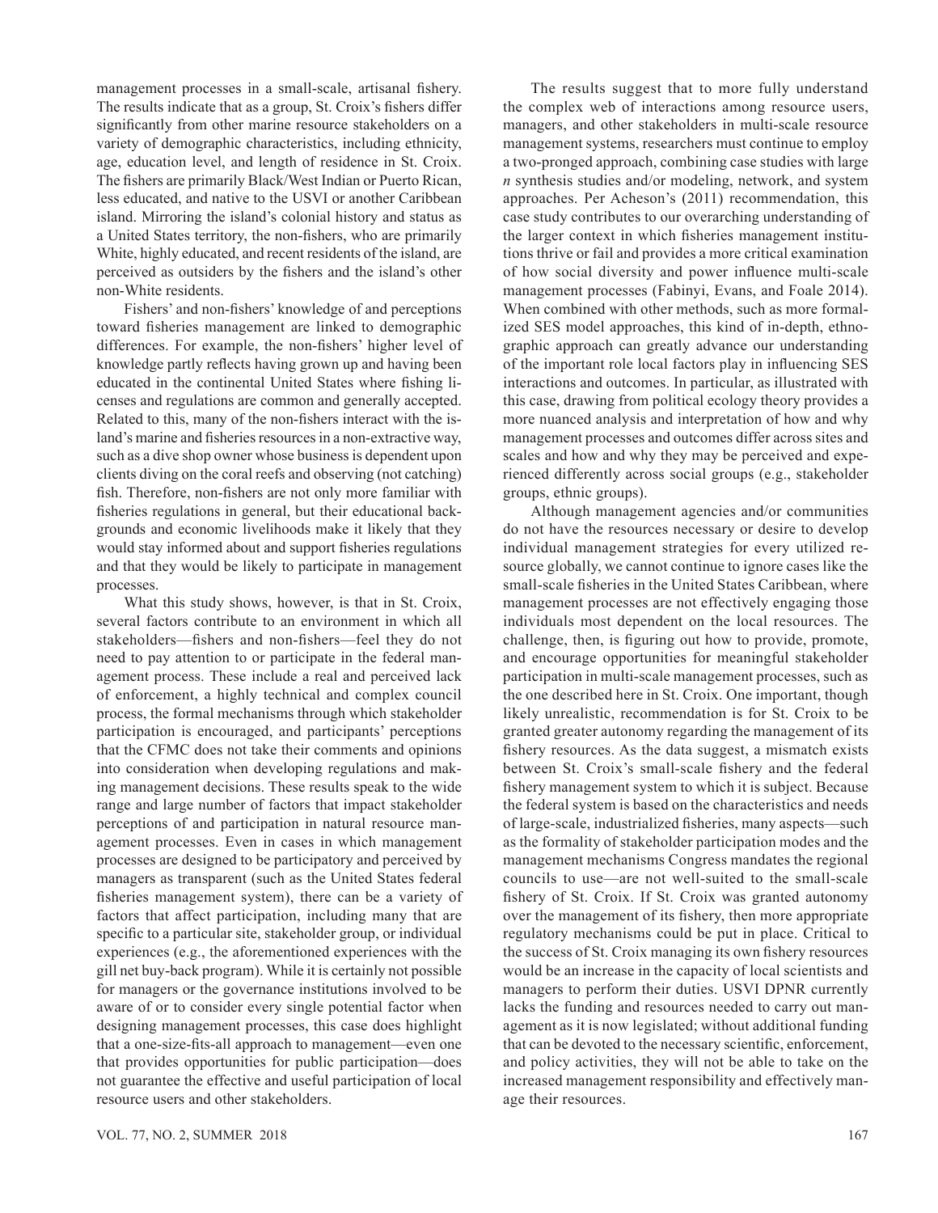management processes in a small-scale, artisanal fishery. The results indicate that as a group, St. Croix's fishers differ significantly from other marine resource stakeholders on a variety of demographic characteristics, including ethnicity, age, education level, and length of residence in St. Croix. The fishers are primarily Black/West Indian or Puerto Rican, less educated, and native to the USVI or another Caribbean island. Mirroring the island's colonial history and status as a United States territory, the non-fishers, who are primarily White, highly educated, and recent residents of the island, are perceived as outsiders by the fishers and the island's other non-White residents.

Fishers' and non-fishers' knowledge of and perceptions toward fisheries management are linked to demographic differences. For example, the non-fishers' higher level of knowledge partly reflects having grown up and having been educated in the continental United States where fishing licenses and regulations are common and generally accepted. Related to this, many of the non-fishers interact with the island's marine and fisheries resources in a non-extractive way, such as a dive shop owner whose business is dependent upon clients diving on the coral reefs and observing (not catching) fish. Therefore, non-fishers are not only more familiar with fisheries regulations in general, but their educational backgrounds and economic livelihoods make it likely that they would stay informed about and support fisheries regulations and that they would be likely to participate in management processes.

What this study shows, however, is that in St. Croix, several factors contribute to an environment in which all stakeholders—fishers and non-fishers—feel they do not need to pay attention to or participate in the federal management process. These include a real and perceived lack of enforcement, a highly technical and complex council process, the formal mechanisms through which stakeholder participation is encouraged, and participants' perceptions that the CFMC does not take their comments and opinions into consideration when developing regulations and making management decisions. These results speak to the wide range and large number of factors that impact stakeholder perceptions of and participation in natural resource management processes. Even in cases in which management processes are designed to be participatory and perceived by managers as transparent (such as the United States federal fisheries management system), there can be a variety of factors that affect participation, including many that are specific to a particular site, stakeholder group, or individual experiences (e.g., the aforementioned experiences with the gill net buy-back program). While it is certainly not possible for managers or the governance institutions involved to be aware of or to consider every single potential factor when designing management processes, this case does highlight that a one-size-fits-all approach to management—even one that provides opportunities for public participation—does not guarantee the effective and useful participation of local resource users and other stakeholders.

The results suggest that to more fully understand the complex web of interactions among resource users, managers, and other stakeholders in multi-scale resource management systems, researchers must continue to employ a two-pronged approach, combining case studies with large *n* synthesis studies and/or modeling, network, and system approaches. Per Acheson's (2011) recommendation, this case study contributes to our overarching understanding of the larger context in which fisheries management institutions thrive or fail and provides a more critical examination of how social diversity and power influence multi-scale management processes (Fabinyi, Evans, and Foale 2014). When combined with other methods, such as more formalized SES model approaches, this kind of in-depth, ethnographic approach can greatly advance our understanding of the important role local factors play in influencing SES interactions and outcomes. In particular, as illustrated with this case, drawing from political ecology theory provides a more nuanced analysis and interpretation of how and why management processes and outcomes differ across sites and scales and how and why they may be perceived and experienced differently across social groups (e.g., stakeholder groups, ethnic groups).

Although management agencies and/or communities do not have the resources necessary or desire to develop individual management strategies for every utilized resource globally, we cannot continue to ignore cases like the small-scale fisheries in the United States Caribbean, where management processes are not effectively engaging those individuals most dependent on the local resources. The challenge, then, is figuring out how to provide, promote, and encourage opportunities for meaningful stakeholder participation in multi-scale management processes, such as the one described here in St. Croix. One important, though likely unrealistic, recommendation is for St. Croix to be granted greater autonomy regarding the management of its fishery resources. As the data suggest, a mismatch exists between St. Croix's small-scale fishery and the federal fishery management system to which it is subject. Because the federal system is based on the characteristics and needs of large-scale, industrialized fisheries, many aspects—such as the formality of stakeholder participation modes and the management mechanisms Congress mandates the regional councils to use—are not well-suited to the small-scale fishery of St. Croix. If St. Croix was granted autonomy over the management of its fishery, then more appropriate regulatory mechanisms could be put in place. Critical to the success of St. Croix managing its own fishery resources would be an increase in the capacity of local scientists and managers to perform their duties. USVI DPNR currently lacks the funding and resources needed to carry out management as it is now legislated; without additional funding that can be devoted to the necessary scientific, enforcement, and policy activities, they will not be able to take on the increased management responsibility and effectively manage their resources.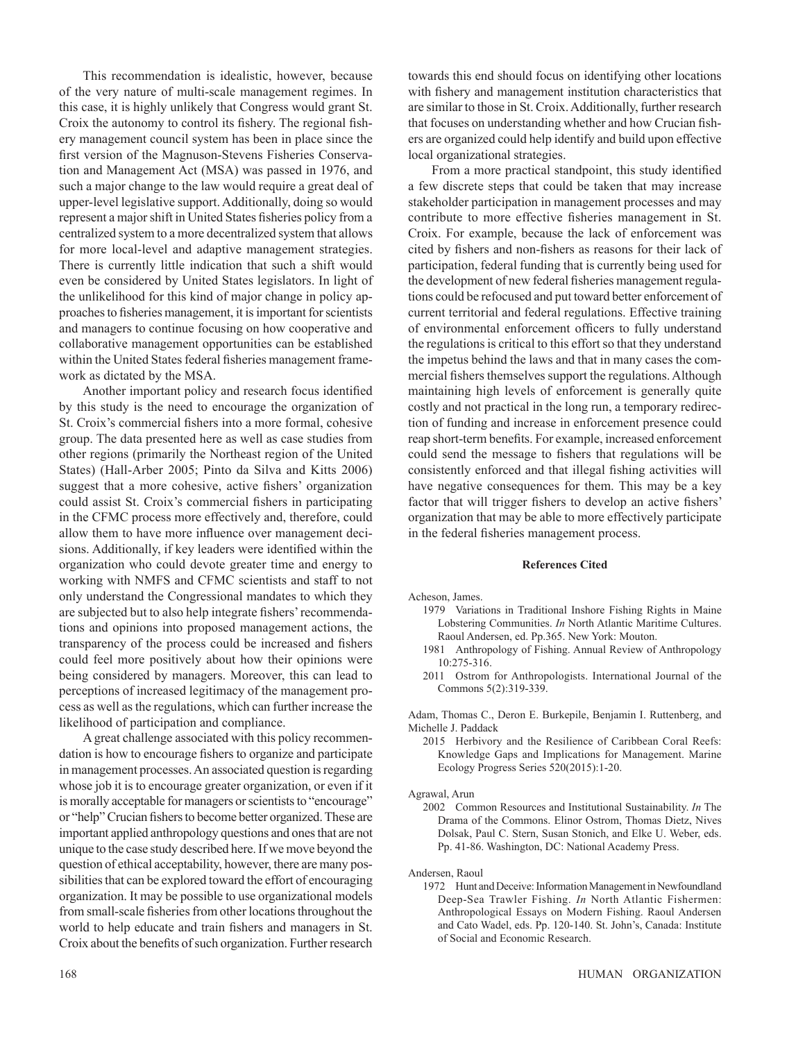This recommendation is idealistic, however, because of the very nature of multi-scale management regimes. In this case, it is highly unlikely that Congress would grant St. Croix the autonomy to control its fishery. The regional fishery management council system has been in place since the first version of the Magnuson-Stevens Fisheries Conservation and Management Act (MSA) was passed in 1976, and such a major change to the law would require a great deal of upper-level legislative support. Additionally, doing so would represent a major shift in United States fisheries policy from a centralized system to a more decentralized system that allows for more local-level and adaptive management strategies. There is currently little indication that such a shift would even be considered by United States legislators. In light of the unlikelihood for this kind of major change in policy approaches to fisheries management, it is important for scientists and managers to continue focusing on how cooperative and collaborative management opportunities can be established within the United States federal fisheries management framework as dictated by the MSA.

Another important policy and research focus identified by this study is the need to encourage the organization of St. Croix's commercial fishers into a more formal, cohesive group. The data presented here as well as case studies from other regions (primarily the Northeast region of the United States) (Hall-Arber 2005; Pinto da Silva and Kitts 2006) suggest that a more cohesive, active fishers' organization could assist St. Croix's commercial fishers in participating in the CFMC process more effectively and, therefore, could allow them to have more influence over management decisions. Additionally, if key leaders were identified within the organization who could devote greater time and energy to working with NMFS and CFMC scientists and staff to not only understand the Congressional mandates to which they are subjected but to also help integrate fishers' recommendations and opinions into proposed management actions, the transparency of the process could be increased and fishers could feel more positively about how their opinions were being considered by managers. Moreover, this can lead to perceptions of increased legitimacy of the management process as well as the regulations, which can further increase the likelihood of participation and compliance.

A great challenge associated with this policy recommendation is how to encourage fishers to organize and participate in management processes. An associated question is regarding whose job it is to encourage greater organization, or even if it is morally acceptable for managers or scientists to "encourage" or "help" Crucian fishers to become better organized. These are important applied anthropology questions and ones that are not unique to the case study described here. If we move beyond the question of ethical acceptability, however, there are many possibilities that can be explored toward the effort of encouraging organization. It may be possible to use organizational models from small-scale fisheries from other locations throughout the world to help educate and train fishers and managers in St. Croix about the benefits of such organization. Further research towards this end should focus on identifying other locations with fishery and management institution characteristics that are similar to those in St. Croix. Additionally, further research that focuses on understanding whether and how Crucian fishers are organized could help identify and build upon effective local organizational strategies.

From a more practical standpoint, this study identified a few discrete steps that could be taken that may increase stakeholder participation in management processes and may contribute to more effective fisheries management in St. Croix. For example, because the lack of enforcement was cited by fishers and non-fishers as reasons for their lack of participation, federal funding that is currently being used for the development of new federal fisheries management regulations could be refocused and put toward better enforcement of current territorial and federal regulations. Effective training of environmental enforcement officers to fully understand the regulations is critical to this effort so that they understand the impetus behind the laws and that in many cases the commercial fishers themselves support the regulations. Although maintaining high levels of enforcement is generally quite costly and not practical in the long run, a temporary redirection of funding and increase in enforcement presence could reap short-term benefits. For example, increased enforcement could send the message to fishers that regulations will be consistently enforced and that illegal fishing activities will have negative consequences for them. This may be a key factor that will trigger fishers to develop an active fishers' organization that may be able to more effectively participate in the federal fisheries management process.

## References Cited

Acheson, James.

1979 Variations in Traditional Inshore Fishing Rights in Maine Lobstering Communities. *In* North Atlantic Maritime Cultures. Raoul Andersen, ed. Pp.365. New York: Mouton.

1981 Anthropology of Fishing. Annual Review of Anthropology 10:275-316.

2011 Ostrom for Anthropologists. International Journal of the Commons 5(2):319-339.

Adam, Thomas C., Deron E. Burkepile, Benjamin I. Ruttenberg, and Michelle J. Paddack

2015 Herbivory and the Resilience of Caribbean Coral Reefs: Knowledge Gaps and Implications for Management. Marine Ecology Progress Series 520(2015):1-20.

Agrawal, Arun

2002 Common Resources and Institutional Sustainability. *In* The Drama of the Commons. Elinor Ostrom, Thomas Dietz, Nives Dolsak, Paul C. Stern, Susan Stonich, and Elke U. Weber, eds. Pp. 41-86. Washington, DC: National Academy Press.

Andersen, Raoul

1972 Hunt and Deceive: Information Management in Newfoundland Deep-Sea Trawler Fishing. *In* North Atlantic Fishermen: Anthropological Essays on Modern Fishing. Raoul Andersen and Cato Wadel, eds. Pp. 120-140. St. John's, Canada: Institute of Social and Economic Research.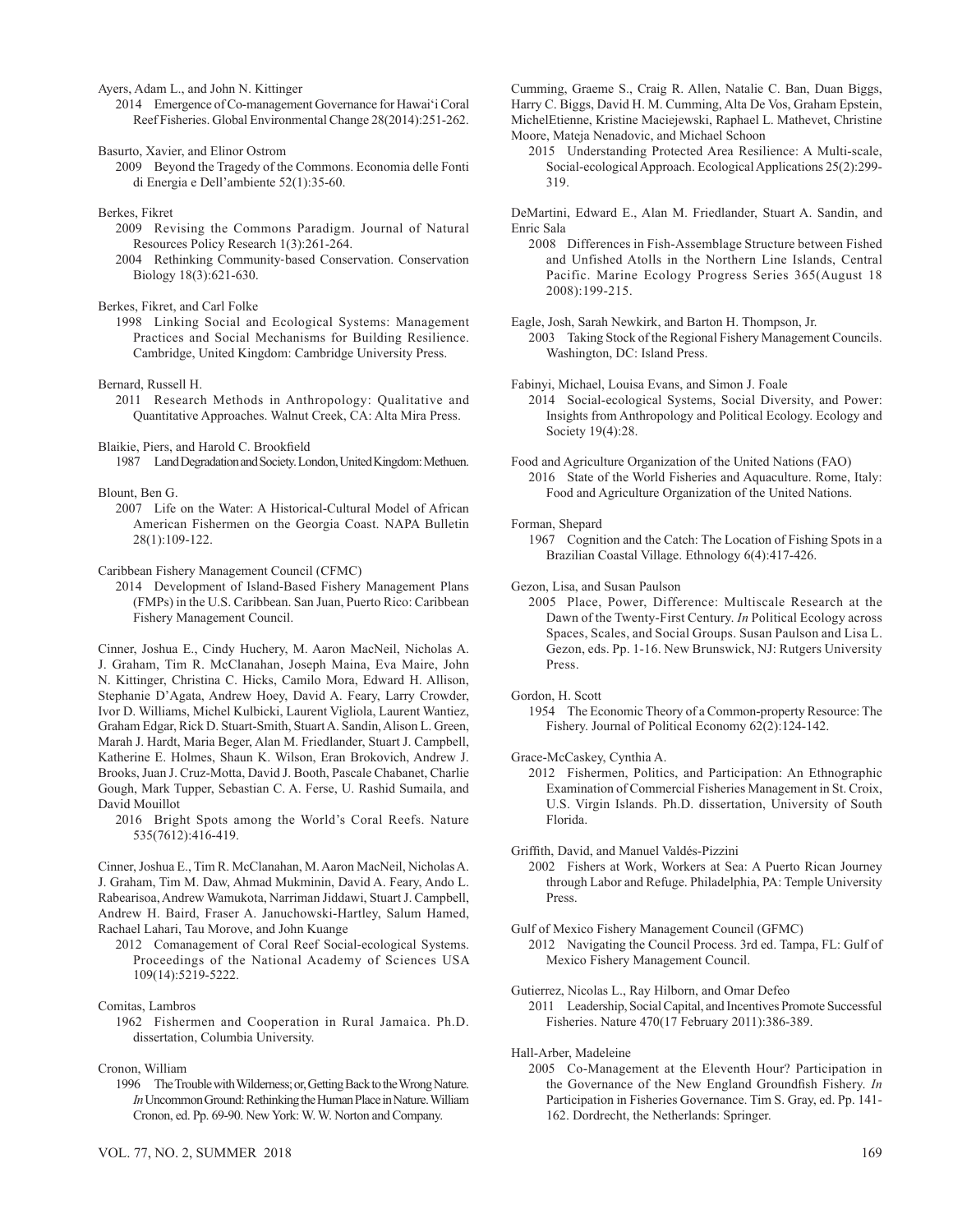Ayers, Adam L., and John N. Kittinger
  2014 Emergence of Co-management Governance for Hawai'i Coral Reef Fisheries. Global Environmental Change 28(2014):251-262.

Basurto, Xavier, and Elinor Ostrom
  2009 Beyond the Tragedy of the Commons. Economia delle Fonti di Energia e Dell'ambiente 52(1):35-60.

Berkes, Fikret
  2009 Revising the Commons Paradigm. Journal of Natural Resources Policy Research 1(3):261-264.
  2004 Rethinking Community-based Conservation. Conservation Biology 18(3):621-630.

Berkes, Fikret, and Carl Folke
  1998 Linking Social and Ecological Systems: Management Practices and Social Mechanisms for Building Resilience. Cambridge, United Kingdom: Cambridge University Press.

Bernard, Russell H.
  2011 Research Methods in Anthropology: Qualitative and Quantitative Approaches. Walnut Creek, CA: Alta Mira Press.

Blaikie, Piers, and Harold C. Brookfield
  1987 Land Degradation and Society. London, United Kingdom: Methuen.

Blount, Ben G.
  2007 Life on the Water: A Historical-Cultural Model of African American Fishermen on the Georgia Coast. NAPA Bulletin 28(1):109-122.

Caribbean Fishery Management Council (CFMC)
  2014 Development of Island-Based Fishery Management Plans (FMPs) in the U.S. Caribbean. San Juan, Puerto Rico: Caribbean Fishery Management Council.

Cinner, Joshua E., Cindy Huchery, M. Aaron MacNeil, Nicholas A. J. Graham, Tim R. McClanahan, Joseph Maina, Eva Maire, John N. Kittinger, Christina C. Hicks, Camilo Mora, Edward H. Allison, Stephanie D'Agata, Andrew Hoey, David A. Feary, Larry Crowder, Ivor D. Williams, Michel Kulbicki, Laurent Vigliola, Laurent Wantiez, Graham Edgar, Rick D. Stuart-Smith, Stuart A. Sandin, Alison L. Green, Marah J. Hardt, Maria Beger, Alan M. Friedlander, Stuart J. Campbell, Katherine E. Holmes, Shaun K. Wilson, Eran Brokovich, Andrew J. Brooks, Juan J. Cruz-Motta, David J. Booth, Pascale Chabanet, Charlie Gough, Mark Tupper, Sebastian C. A. Ferse, U. Rashid Sumaila, and David Mouillot
  2016 Bright Spots among the World's Coral Reefs. Nature 535(7612):416-419.

Cinner, Joshua E., Tim R. McClanahan, M. Aaron MacNeil, Nicholas A. J. Graham, Tim M. Daw, Ahmad Mukminin, David A. Feary, Ando L. Rabearisoa, Andrew Wamukota, Narriman Jiddawi, Stuart J. Campbell, Andrew H. Baird, Fraser A. Januchowski-Hartley, Salum Hamed, Rachael Lahari, Tau Morove, and John Kuange
  2012 Comanagement of Coral Reef Social-ecological Systems. Proceedings of the National Academy of Sciences USA 109(14):5219-5222.

Comitas, Lambros
  1962 Fishermen and Cooperation in Rural Jamaica. Ph.D. dissertation, Columbia University.

Cronon, William
  1996 The Trouble with Wilderness; or, Getting Back to the Wrong Nature. *In* Uncommon Ground: Rethinking the Human Place in Nature. William Cronon, ed. Pp. 69-90. New York: W. W. Norton and Company.

Cumming, Graeme S., Craig R. Allen, Natalie C. Ban, Duan Biggs, Harry C. Biggs, David H. M. Cumming, Alta De Vos, Graham Epstein, MichelEtienne, Kristine Maciejewski, Raphael L. Mathevet, Christine Moore, Mateja Nenadovic, and Michael Schoon
  2015 Understanding Protected Area Resilience: A Multi-scale, Social-ecological Approach. Ecological Applications 25(2):299-319.

DeMartini, Edward E., Alan M. Friedlander, Stuart A. Sandin, and Enric Sala
  2008 Differences in Fish-Assemblage Structure between Fished and Unfished Atolls in the Northern Line Islands, Central Pacific. Marine Ecology Progress Series 365(August 18 2008):199-215.

Eagle, Josh, Sarah Newkirk, and Barton H. Thompson, Jr.
  2003 Taking Stock of the Regional Fishery Management Councils. Washington, DC: Island Press.

Fabinyi, Michael, Louisa Evans, and Simon J. Foale
  2014 Social-ecological Systems, Social Diversity, and Power: Insights from Anthropology and Political Ecology. Ecology and Society 19(4):28.

Food and Agriculture Organization of the United Nations (FAO)
  2016 State of the World Fisheries and Aquaculture. Rome, Italy: Food and Agriculture Organization of the United Nations.

Forman, Shepard
  1967 Cognition and the Catch: The Location of Fishing Spots in a Brazilian Coastal Village. Ethnology 6(4):417-426.

Gezon, Lisa, and Susan Paulson
  2005 Place, Power, Difference: Multiscale Research at the Dawn of the Twenty-First Century. *In* Political Ecology across Spaces, Scales, and Social Groups. Susan Paulson and Lisa L. Gezon, eds. Pp. 1-16. New Brunswick, NJ: Rutgers University Press.

Gordon, H. Scott
  1954 The Economic Theory of a Common-property Resource: The Fishery. Journal of Political Economy 62(2):124-142.

Grace-McCaskey, Cynthia A.
  2012 Fishermen, Politics, and Participation: An Ethnographic Examination of Commercial Fisheries Management in St. Croix, U.S. Virgin Islands. Ph.D. dissertation, University of South Florida.

Griffith, David, and Manuel Valdés-Pizzini
  2002 Fishers at Work, Workers at Sea: A Puerto Rican Journey through Labor and Refuge. Philadelphia, PA: Temple University Press.

Gulf of Mexico Fishery Management Council (GFMC)
  2012 Navigating the Council Process. 3rd ed. Tampa, FL: Gulf of Mexico Fishery Management Council.

Gutierrez, Nicolas L., Ray Hilborn, and Omar Defeo
  2011 Leadership, Social Capital, and Incentives Promote Successful Fisheries. Nature 470(17 February 2011):386-389.

Hall-Arber, Madeleine
  2005 Co-Management at the Eleventh Hour? Participation in the Governance of the New England Groundfish Fishery. *In* Participation in Fisheries Governance. Tim S. Gray, ed. Pp. 141-162. Dordrecht, the Netherlands: Springer.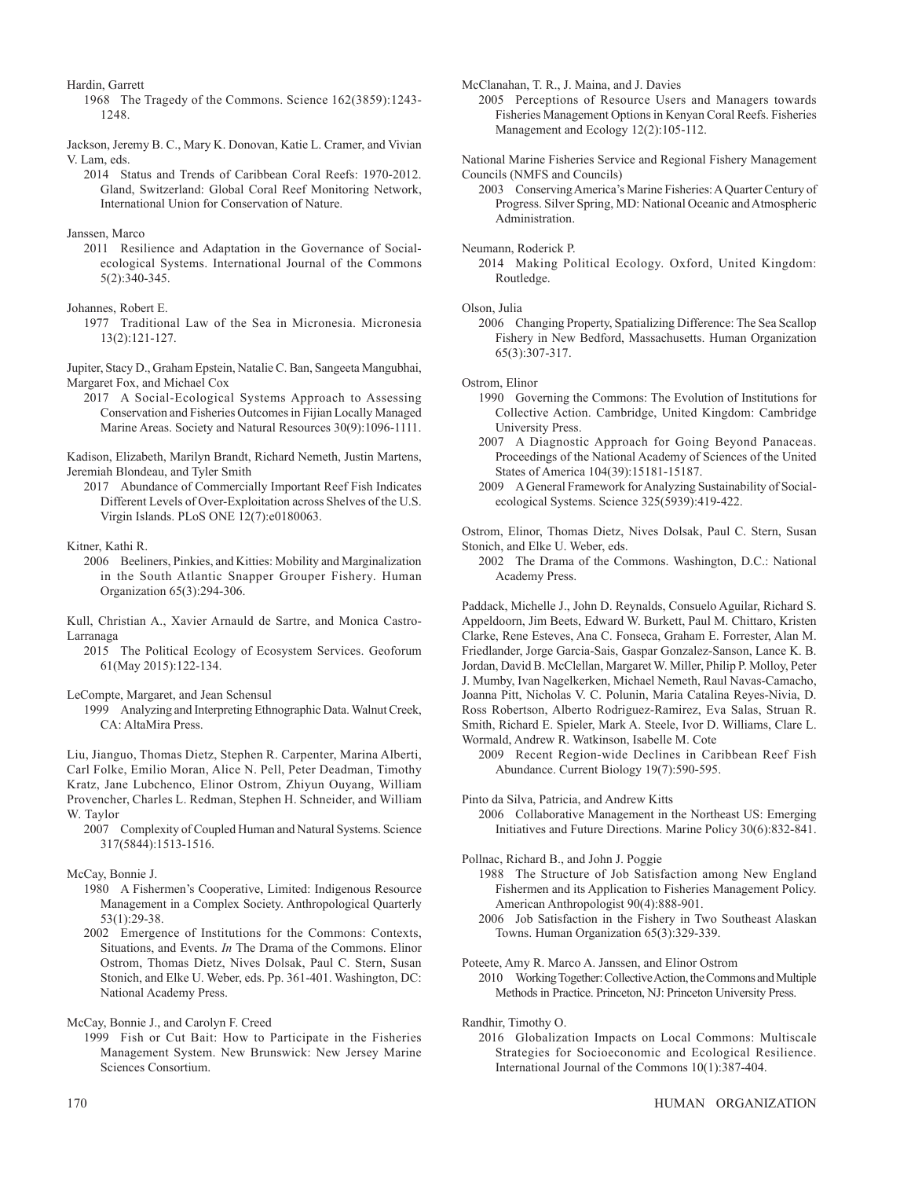Hardin, Garrett

1968 The Tragedy of the Commons. Science 162(3859):1243-1248.

Jackson, Jeremy B. C., Mary K. Donovan, Katie L. Cramer, and Vivian V. Lam, eds.

2014 Status and Trends of Caribbean Coral Reefs: 1970-2012. Gland, Switzerland: Global Coral Reef Monitoring Network, International Union for Conservation of Nature.

Janssen, Marco

2011 Resilience and Adaptation in the Governance of Social-ecological Systems. International Journal of the Commons 5(2):340-345.

Johannes, Robert E.

1977 Traditional Law of the Sea in Micronesia. Micronesia 13(2):121-127.

Jupiter, Stacy D., Graham Epstein, Natalie C. Ban, Sangeeta Mangubhai, Margaret Fox, and Michael Cox

2017 A Social-Ecological Systems Approach to Assessing Conservation and Fisheries Outcomes in Fijian Locally Managed Marine Areas. Society and Natural Resources 30(9):1096-1111.

Kadison, Elizabeth, Marilyn Brandt, Richard Nemeth, Justin Martens, Jeremiah Blondeau, and Tyler Smith

2017 Abundance of Commercially Important Reef Fish Indicates Different Levels of Over-Exploitation across Shelves of the U.S. Virgin Islands. PLoS ONE 12(7):e0180063.

Kitner, Kathi R.

2006 Beeliners, Pinkies, and Kitties: Mobility and Marginalization in the South Atlantic Snapper Grouper Fishery. Human Organization 65(3):294-306.

Kull, Christian A., Xavier Arnauld de Sartre, and Monica Castro-Larranaga

2015 The Political Ecology of Ecosystem Services. Geoforum 61(May 2015):122-134.

LeCompte, Margaret, and Jean Schensul

1999 Analyzing and Interpreting Ethnographic Data. Walnut Creek, CA: AltaMira Press.

Liu, Jianguo, Thomas Dietz, Stephen R. Carpenter, Marina Alberti, Carl Folke, Emilio Moran, Alice N. Pell, Peter Deadman, Timothy Kratz, Jane Lubchenco, Elinor Ostrom, Zhiyun Ouyang, William Provencher, Charles L. Redman, Stephen H. Schneider, and William W. Taylor

2007 Complexity of Coupled Human and Natural Systems. Science 317(5844):1513-1516.

McCay, Bonnie J.

1980 A Fishermen's Cooperative, Limited: Indigenous Resource Management in a Complex Society. Anthropological Quarterly 53(1):29-38.

2002 Emergence of Institutions for the Commons: Contexts, Situations, and Events. *In* The Drama of the Commons. Elinor Ostrom, Thomas Dietz, Nives Dolsak, Paul C. Stern, Susan Stonich, and Elke U. Weber, eds. Pp. 361-401. Washington, DC: National Academy Press.

McCay, Bonnie J., and Carolyn F. Creed

1999 Fish or Cut Bait: How to Participate in the Fisheries Management System. New Brunswick: New Jersey Marine Sciences Consortium.

McClanahan, T. R., J. Maina, and J. Davies

2005 Perceptions of Resource Users and Managers towards Fisheries Management Options in Kenyan Coral Reefs. Fisheries Management and Ecology 12(2):105-112.

National Marine Fisheries Service and Regional Fishery Management Councils (NMFS and Councils)

2003 Conserving America's Marine Fisheries: A Quarter Century of Progress. Silver Spring, MD: National Oceanic and Atmospheric Administration.

Neumann, Roderick P.

2014 Making Political Ecology. Oxford, United Kingdom: Routledge.

Olson, Julia

2006 Changing Property, Spatializing Difference: The Sea Scallop Fishery in New Bedford, Massachusetts. Human Organization 65(3):307-317.

Ostrom, Elinor

1990 Governing the Commons: The Evolution of Institutions for Collective Action. Cambridge, United Kingdom: Cambridge University Press.

2007 A Diagnostic Approach for Going Beyond Panaceas. Proceedings of the National Academy of Sciences of the United States of America 104(39):15181-15187.

2009 A General Framework for Analyzing Sustainability of Social-ecological Systems. Science 325(5939):419-422.

Ostrom, Elinor, Thomas Dietz, Nives Dolsak, Paul C. Stern, Susan Stonich, and Elke U. Weber, eds.

2002 The Drama of the Commons. Washington, D.C.: National Academy Press.

Paddack, Michelle J., John D. Reynalds, Consuelo Aguilar, Richard S. Appeldoorn, Jim Beets, Edward W. Burkett, Paul M. Chittaro, Kristen Clarke, Rene Esteves, Ana C. Fonseca, Graham E. Forrester, Alan M. Friedlander, Jorge Garcia-Sais, Gaspar Gonzalez-Sanson, Lance K. B. Jordan, David B. McClellan, Margaret W. Miller, Philip P. Molloy, Peter J. Mumby, Ivan Nagelkerken, Michael Nemeth, Raul Navas-Camacho, Joanna Pitt, Nicholas V. C. Polunin, Maria Catalina Reyes-Nivia, D. Ross Robertson, Alberto Rodriguez-Ramirez, Eva Salas, Struan R. Smith, Richard E. Spieler, Mark A. Steele, Ivor D. Williams, Clare L. Wormald, Andrew R. Watkinson, Isabelle M. Cote

2009 Recent Region-wide Declines in Caribbean Reef Fish Abundance. Current Biology 19(7):590-595.

Pinto da Silva, Patricia, and Andrew Kitts

2006 Collaborative Management in the Northeast US: Emerging Initiatives and Future Directions. Marine Policy 30(6):832-841.

Pollnac, Richard B., and John J. Poggie

1988 The Structure of Job Satisfaction among New England Fishermen and its Application to Fisheries Management Policy. American Anthropologist 90(4):888-901.

2006 Job Satisfaction in the Fishery in Two Southeast Alaskan Towns. Human Organization 65(3):329-339.

Poteete, Amy R. Marco A. Janssen, and Elinor Ostrom

2010 Working Together: Collective Action, the Commons and Multiple Methods in Practice. Princeton, NJ: Princeton University Press.

Randhir, Timothy O.

2016 Globalization Impacts on Local Commons: Multiscale Strategies for Socioeconomic and Ecological Resilience. International Journal of the Commons 10(1):387-404.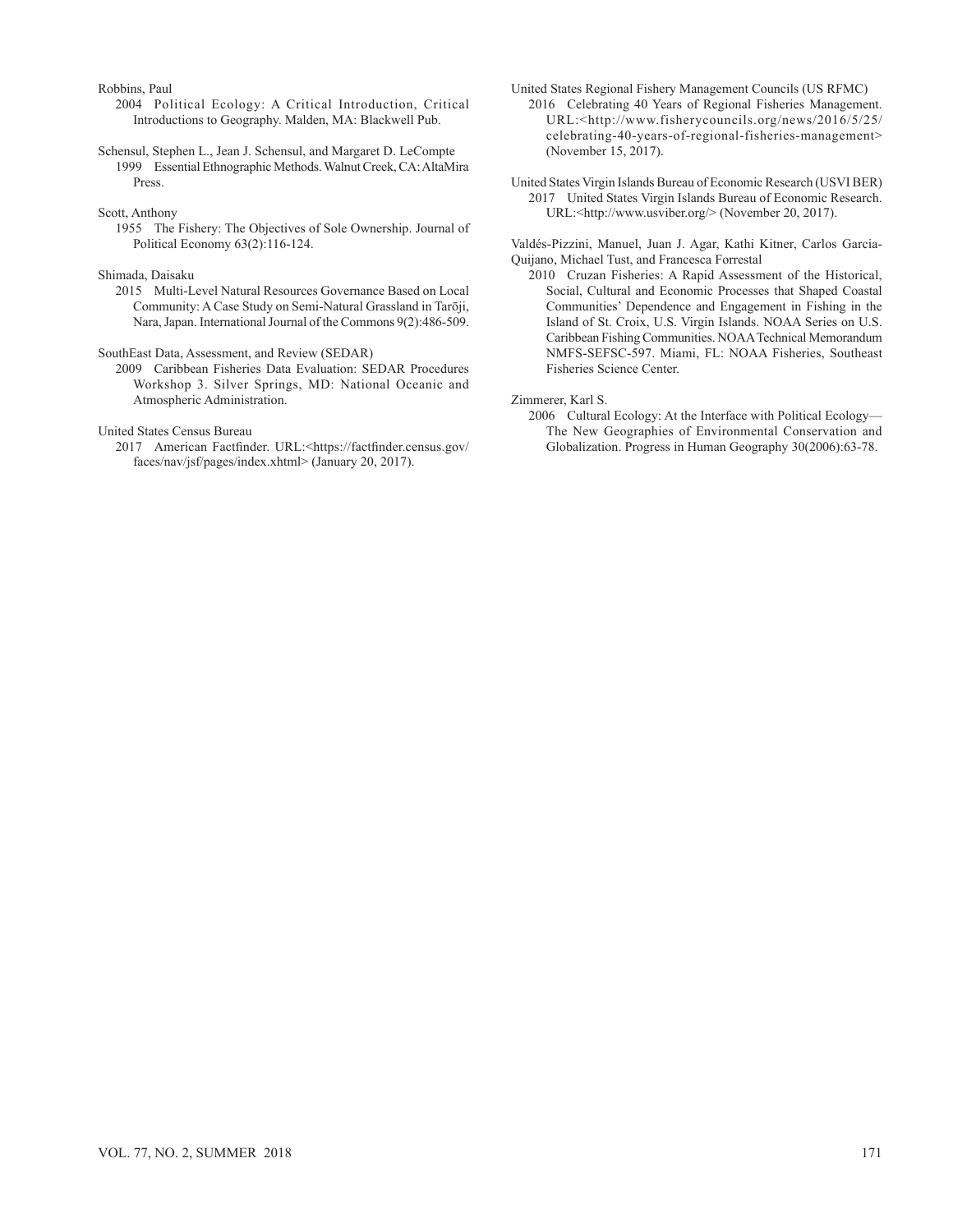Robbins, Paul

2004 Political Ecology: A Critical Introduction, Critical Introductions to Geography. Malden, MA: Blackwell Pub.

Schensul, Stephen L., Jean J. Schensul, and Margaret D. LeCompte

1999 Essential Ethnographic Methods. Walnut Creek, CA: AltaMira Press.

Scott, Anthony

1955 The Fishery: The Objectives of Sole Ownership. Journal of Political Economy 63(2):116-124.

Shimada, Daisaku

2015 Multi-Level Natural Resources Governance Based on Local Community: A Case Study on Semi-Natural Grassland in Tarōji, Nara, Japan. International Journal of the Commons 9(2):486-509.

SouthEast Data, Assessment, and Review (SEDAR)

2009 Caribbean Fisheries Data Evaluation: SEDAR Procedures Workshop 3. Silver Springs, MD: National Oceanic and Atmospheric Administration.

United States Census Bureau

2017 American Factfinder. URL:<https://factfinder.census.gov/faces/nav/jsf/pages/index.xhtml> (January 20, 2017).

United States Regional Fishery Management Councils (US RFMC)

2016 Celebrating 40 Years of Regional Fisheries Management. URL:<http://www.fisherycouncils.org/news/2016/5/25/celebrating-40-years-of-regional-fisheries-management> (November 15, 2017).

United States Virgin Islands Bureau of Economic Research (USVI BER)

2017 United States Virgin Islands Bureau of Economic Research. URL:<http://www.usviber.org/> (November 20, 2017).

Valdés-Pizzini, Manuel, Juan J. Agar, Kathi Kitner, Carlos Garcia-Quijano, Michael Tust, and Francesca Forrestal

2010 Cruzan Fisheries: A Rapid Assessment of the Historical, Social, Cultural and Economic Processes that Shaped Coastal Communities' Dependence and Engagement in Fishing in the Island of St. Croix, U.S. Virgin Islands. NOAA Series on U.S. Caribbean Fishing Communities. NOAA Technical Memorandum NMFS-SEFSC-597. Miami, FL: NOAA Fisheries, Southeast Fisheries Science Center.

Zimmerer, Karl S.

2006 Cultural Ecology: At the Interface with Political Ecology—The New Geographies of Environmental Conservation and Globalization. Progress in Human Geography 30(2006):63-78.